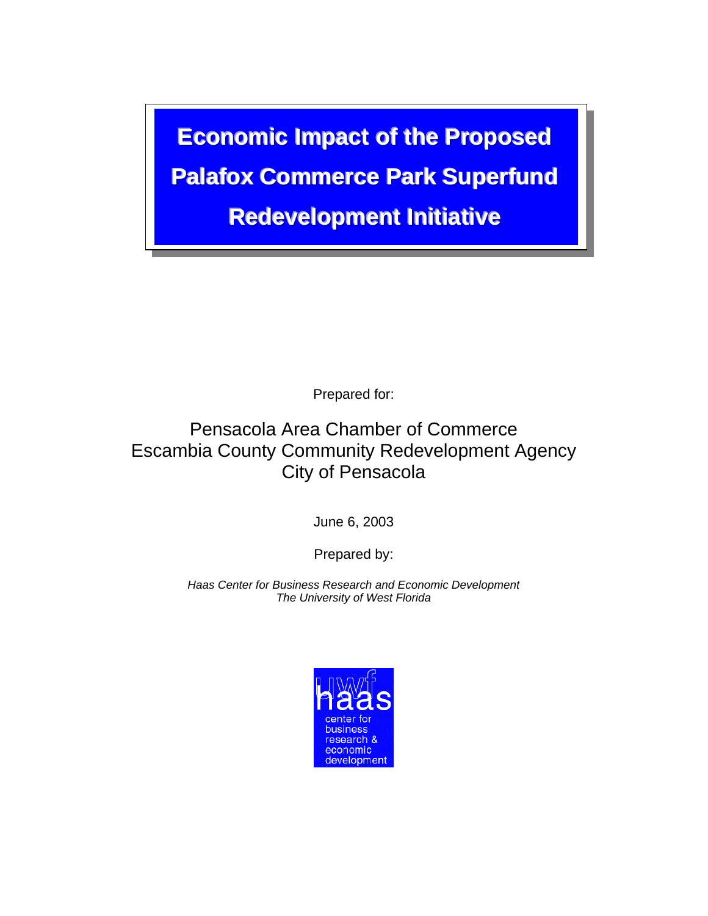# Economic Impact of the Proposed Palafox Commerce Park Superfund Redevelopment Initiative

Prepared for:

Pensacola Area Chamber of Commerce
Escambia County Community Redevelopment Agency
City of Pensacola

June 6, 2003

Prepared by:

*Haas Center for Business Research and Economic Development*
*The University of West Florida*

uwf haas
center for
business
research &
economic
development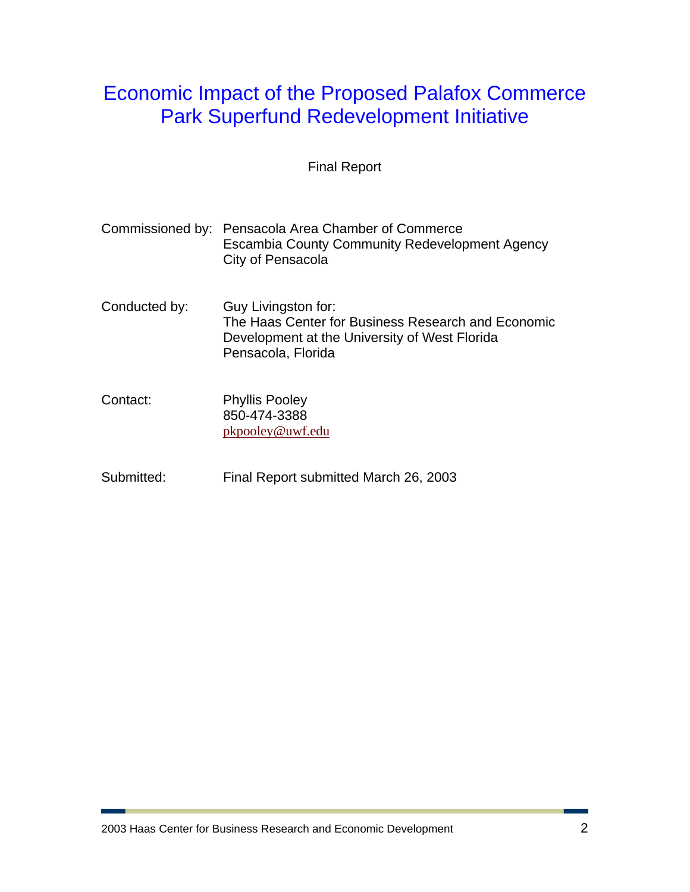# Economic Impact of the Proposed Palafox Commerce Park Superfund Redevelopment Initiative

Final Report

Commissioned by: Pensacola Area Chamber of Commerce
Escambia County Community Redevelopment Agency
City of Pensacola

Conducted by: Guy Livingston for:
The Haas Center for Business Research and Economic Development at the University of West Florida
Pensacola, Florida

Contact: Phyllis Pooley
850-474-3388
pkpooley@uwf.edu

Submitted: Final Report submitted March 26, 2003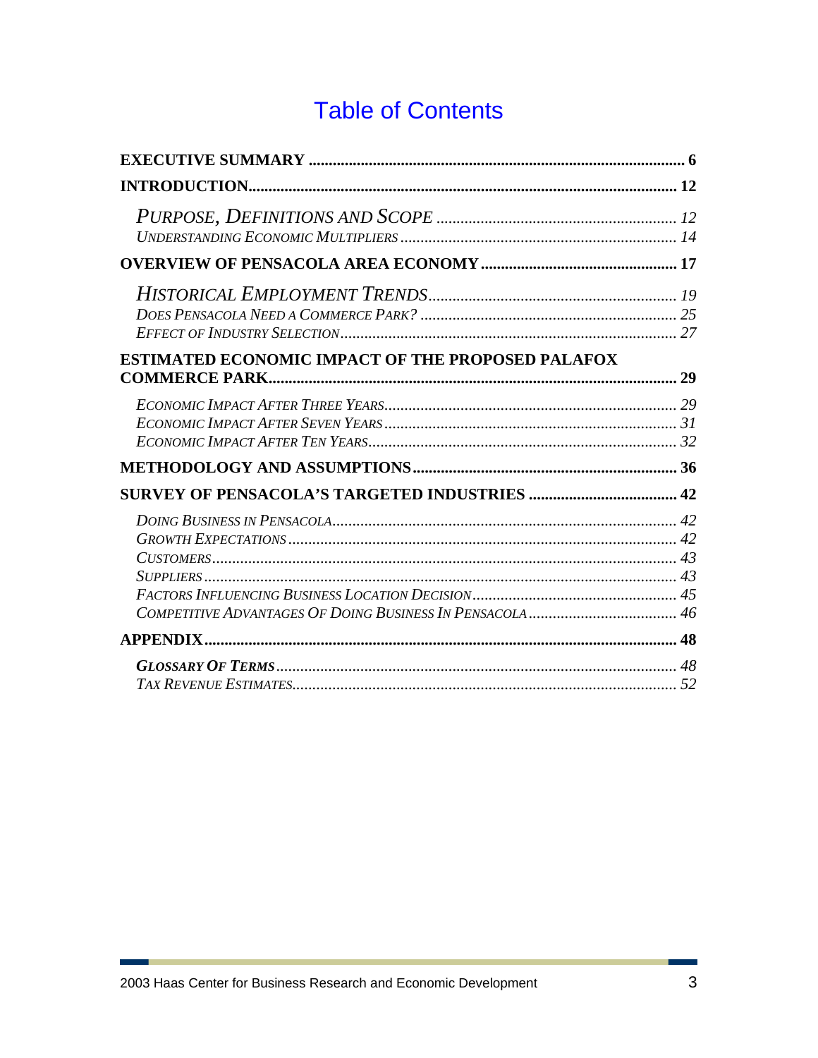# Table of Contents

**EXECUTIVE SUMMARY** ..... 6

**INTRODUCTION** ..... 12

- *PURPOSE, DEFINITIONS AND SCOPE* ..... 12
- *UNDERSTANDING ECONOMIC MULTIPLIERS* ..... 14

**OVERVIEW OF PENSACOLA AREA ECONOMY** ..... 17

- *HISTORICAL EMPLOYMENT TRENDS* ..... 19
- *DOES PENSACOLA NEED A COMMERCE PARK?* ..... 25
- *EFFECT OF INDUSTRY SELECTION* ..... 27

**ESTIMATED ECONOMIC IMPACT OF THE PROPOSED PALAFOX COMMERCE PARK** ..... 29

- *ECONOMIC IMPACT AFTER THREE YEARS* ..... 29
- *ECONOMIC IMPACT AFTER SEVEN YEARS* ..... 31
- *ECONOMIC IMPACT AFTER TEN YEARS* ..... 32

**METHODOLOGY AND ASSUMPTIONS** ..... 36

**SURVEY OF PENSACOLA'S TARGETED INDUSTRIES** ..... 42

- *DOING BUSINESS IN PENSACOLA* ..... 42
- *GROWTH EXPECTATIONS* ..... 42
- *CUSTOMERS* ..... 43
- *SUPPLIERS* ..... 43
- *FACTORS INFLUENCING BUSINESS LOCATION DECISION* ..... 45
- *COMPETITIVE ADVANTAGES OF DOING BUSINESS IN PENSACOLA* ..... 46

**APPENDIX** ..... 48

- ***GLOSSARY OF TERMS*** ..... 48
- *TAX REVENUE ESTIMATES* ..... 52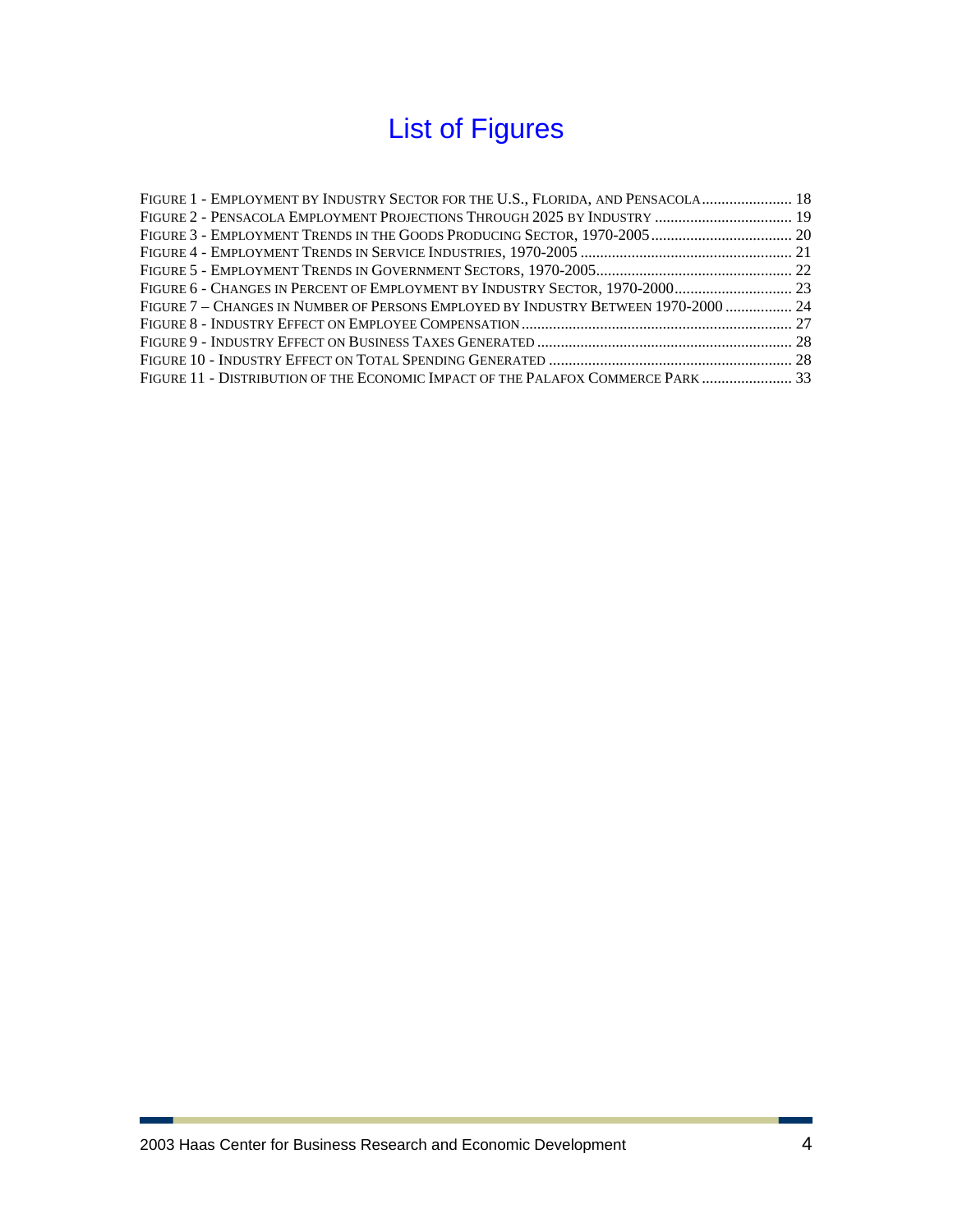# List of Figures

FIGURE 1 - EMPLOYMENT BY INDUSTRY SECTOR FOR THE U.S., FLORIDA, AND PENSACOLA ....................... 18
FIGURE 2 - PENSACOLA EMPLOYMENT PROJECTIONS THROUGH 2025 BY INDUSTRY ................................... 19
FIGURE 3 - EMPLOYMENT TRENDS IN THE GOODS PRODUCING SECTOR, 1970-2005 .................................... 20
FIGURE 4 - EMPLOYMENT TRENDS IN SERVICE INDUSTRIES, 1970-2005 ...................................................... 21
FIGURE 5 - EMPLOYMENT TRENDS IN GOVERNMENT SECTORS, 1970-2005 .................................................. 22
FIGURE 6 - CHANGES IN PERCENT OF EMPLOYMENT BY INDUSTRY SECTOR, 1970-2000 .............................. 23
FIGURE 7 – CHANGES IN NUMBER OF PERSONS EMPLOYED BY INDUSTRY BETWEEN 1970-2000 ................. 24
FIGURE 8 - INDUSTRY EFFECT ON EMPLOYEE COMPENSATION ..................................................................... 27
FIGURE 9 - INDUSTRY EFFECT ON BUSINESS TAXES GENERATED ................................................................. 28
FIGURE 10 - INDUSTRY EFFECT ON TOTAL SPENDING GENERATED .............................................................. 28
FIGURE 11 - DISTRIBUTION OF THE ECONOMIC IMPACT OF THE PALAFOX COMMERCE PARK ....................... 33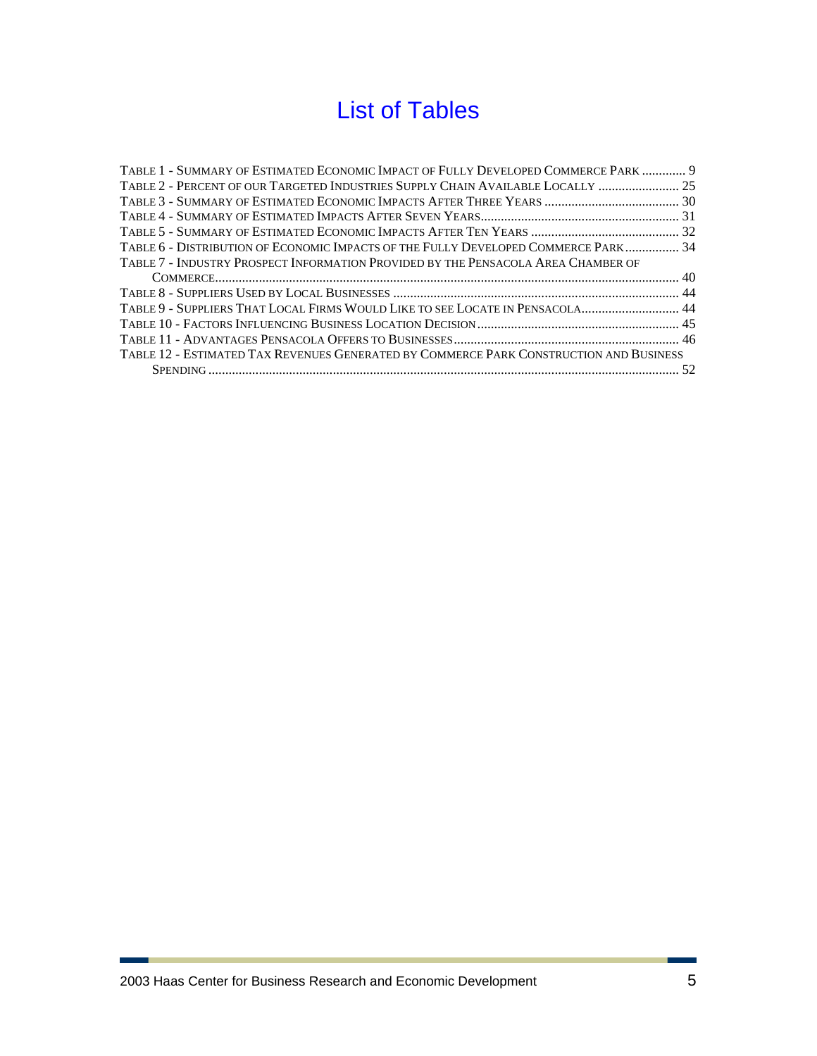# List of Tables

TABLE 1 - SUMMARY OF ESTIMATED ECONOMIC IMPACT OF FULLY DEVELOPED COMMERCE PARK ............. 9
TABLE 2 - PERCENT OF OUR TARGETED INDUSTRIES SUPPLY CHAIN AVAILABLE LOCALLY ........................ 25
TABLE 3 - SUMMARY OF ESTIMATED ECONOMIC IMPACTS AFTER THREE YEARS ........................................ 30
TABLE 4 - SUMMARY OF ESTIMATED IMPACTS AFTER SEVEN YEARS.......................................................... 31
TABLE 5 - SUMMARY OF ESTIMATED ECONOMIC IMPACTS AFTER TEN YEARS ............................................ 32
TABLE 6 - DISTRIBUTION OF ECONOMIC IMPACTS OF THE FULLY DEVELOPED COMMERCE PARK................ 34
TABLE 7 - INDUSTRY PROSPECT INFORMATION PROVIDED BY THE PENSACOLA AREA CHAMBER OF COMMERCE......................................................................................................................................... 40
TABLE 8 - SUPPLIERS USED BY LOCAL BUSINESSES .................................................................................... 44
TABLE 9 - SUPPLIERS THAT LOCAL FIRMS WOULD LIKE TO SEE LOCATE IN PENSACOLA............................. 44
TABLE 10 - FACTORS INFLUENCING BUSINESS LOCATION DECISION............................................................ 45
TABLE 11 - ADVANTAGES PENSACOLA OFFERS TO BUSINESSES................................................................... 46
TABLE 12 - ESTIMATED TAX REVENUES GENERATED BY COMMERCE PARK CONSTRUCTION AND BUSINESS SPENDING ........................................................................................................................................... 52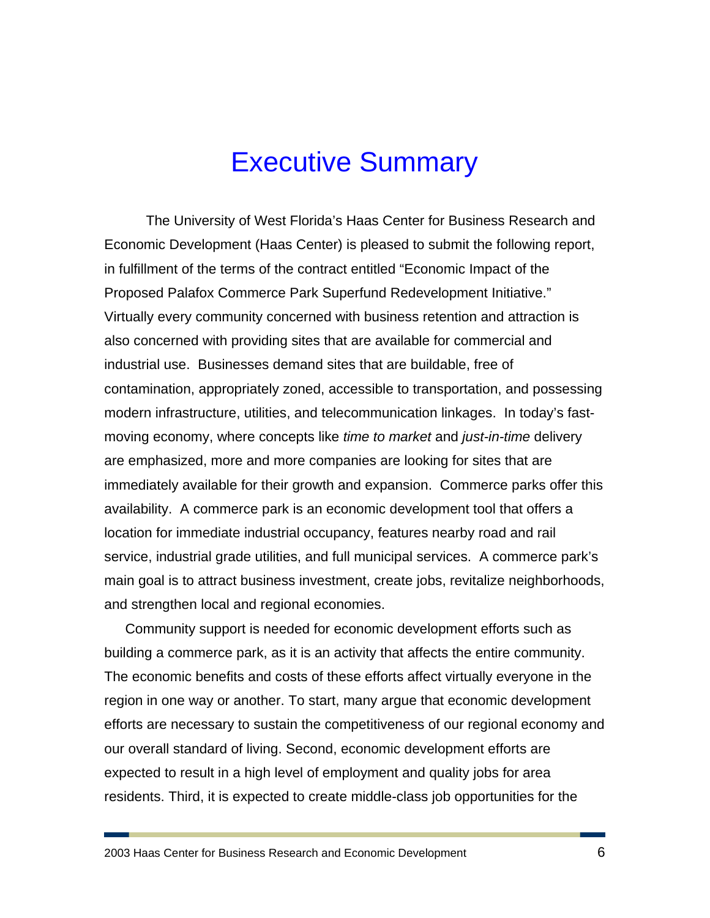# Executive Summary

The University of West Florida's Haas Center for Business Research and Economic Development (Haas Center) is pleased to submit the following report, in fulfillment of the terms of the contract entitled "Economic Impact of the Proposed Palafox Commerce Park Superfund Redevelopment Initiative." Virtually every community concerned with business retention and attraction is also concerned with providing sites that are available for commercial and industrial use. Businesses demand sites that are buildable, free of contamination, appropriately zoned, accessible to transportation, and possessing modern infrastructure, utilities, and telecommunication linkages. In today's fast-moving economy, where concepts like *time to market* and *just-in-time* delivery are emphasized, more and more companies are looking for sites that are immediately available for their growth and expansion. Commerce parks offer this availability. A commerce park is an economic development tool that offers a location for immediate industrial occupancy, features nearby road and rail service, industrial grade utilities, and full municipal services. A commerce park's main goal is to attract business investment, create jobs, revitalize neighborhoods, and strengthen local and regional economies.

Community support is needed for economic development efforts such as building a commerce park, as it is an activity that affects the entire community. The economic benefits and costs of these efforts affect virtually everyone in the region in one way or another. To start, many argue that economic development efforts are necessary to sustain the competitiveness of our regional economy and our overall standard of living. Second, economic development efforts are expected to result in a high level of employment and quality jobs for area residents. Third, it is expected to create middle-class job opportunities for the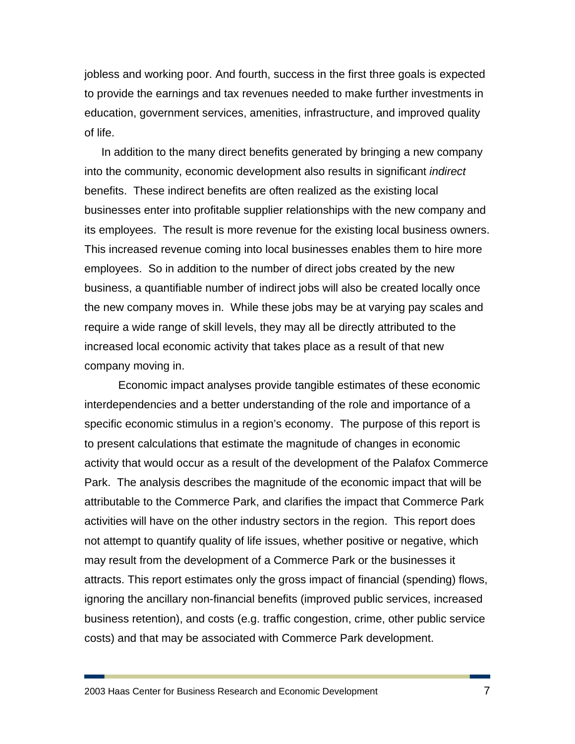jobless and working poor. And fourth, success in the first three goals is expected to provide the earnings and tax revenues needed to make further investments in education, government services, amenities, infrastructure, and improved quality of life.

In addition to the many direct benefits generated by bringing a new company into the community, economic development also results in significant *indirect* benefits. These indirect benefits are often realized as the existing local businesses enter into profitable supplier relationships with the new company and its employees. The result is more revenue for the existing local business owners. This increased revenue coming into local businesses enables them to hire more employees. So in addition to the number of direct jobs created by the new business, a quantifiable number of indirect jobs will also be created locally once the new company moves in. While these jobs may be at varying pay scales and require a wide range of skill levels, they may all be directly attributed to the increased local economic activity that takes place as a result of that new company moving in.

Economic impact analyses provide tangible estimates of these economic interdependencies and a better understanding of the role and importance of a specific economic stimulus in a region's economy. The purpose of this report is to present calculations that estimate the magnitude of changes in economic activity that would occur as a result of the development of the Palafox Commerce Park. The analysis describes the magnitude of the economic impact that will be attributable to the Commerce Park, and clarifies the impact that Commerce Park activities will have on the other industry sectors in the region. This report does not attempt to quantify quality of life issues, whether positive or negative, which may result from the development of a Commerce Park or the businesses it attracts. This report estimates only the gross impact of financial (spending) flows, ignoring the ancillary non-financial benefits (improved public services, increased business retention), and costs (e.g. traffic congestion, crime, other public service costs) and that may be associated with Commerce Park development.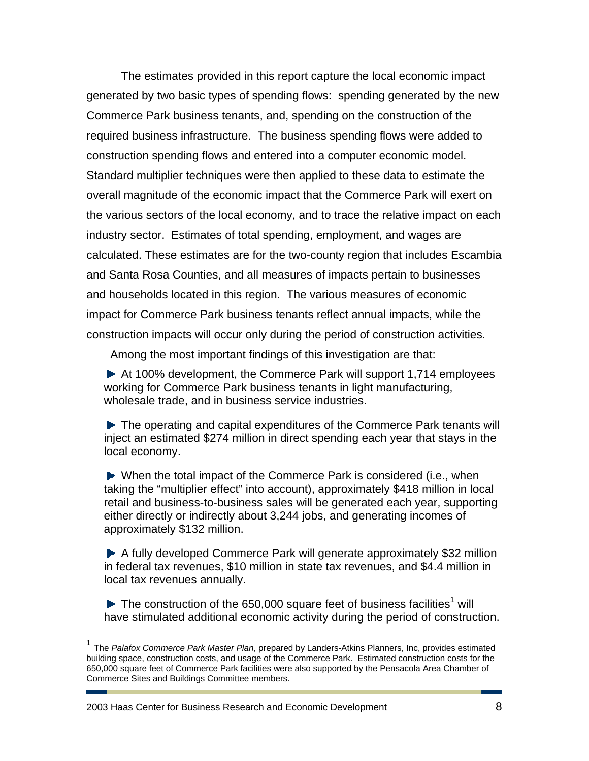The estimates provided in this report capture the local economic impact generated by two basic types of spending flows: spending generated by the new Commerce Park business tenants, and, spending on the construction of the required business infrastructure. The business spending flows were added to construction spending flows and entered into a computer economic model. Standard multiplier techniques were then applied to these data to estimate the overall magnitude of the economic impact that the Commerce Park will exert on the various sectors of the local economy, and to trace the relative impact on each industry sector. Estimates of total spending, employment, and wages are calculated. These estimates are for the two-county region that includes Escambia and Santa Rosa Counties, and all measures of impacts pertain to businesses and households located in this region. The various measures of economic impact for Commerce Park business tenants reflect annual impacts, while the construction impacts will occur only during the period of construction activities.

Among the most important findings of this investigation are that:

- At 100% development, the Commerce Park will support 1,714 employees working for Commerce Park business tenants in light manufacturing, wholesale trade, and in business service industries.

- The operating and capital expenditures of the Commerce Park tenants will inject an estimated $274 million in direct spending each year that stays in the local economy.

- When the total impact of the Commerce Park is considered (i.e., when taking the "multiplier effect" into account), approximately $418 million in local retail and business-to-business sales will be generated each year, supporting either directly or indirectly about 3,244 jobs, and generating incomes of approximately $132 million.

- A fully developed Commerce Park will generate approximately $32 million in federal tax revenues, $10 million in state tax revenues, and $4.4 million in local tax revenues annually.

- The construction of the 650,000 square feet of business facilities[1] will have stimulated additional economic activity during the period of construction.

---

[1] The *Palafox Commerce Park Master Plan*, prepared by Landers-Atkins Planners, Inc, provides estimated building space, construction costs, and usage of the Commerce Park. Estimated construction costs for the 650,000 square feet of Commerce Park facilities were also supported by the Pensacola Area Chamber of Commerce Sites and Buildings Committee members.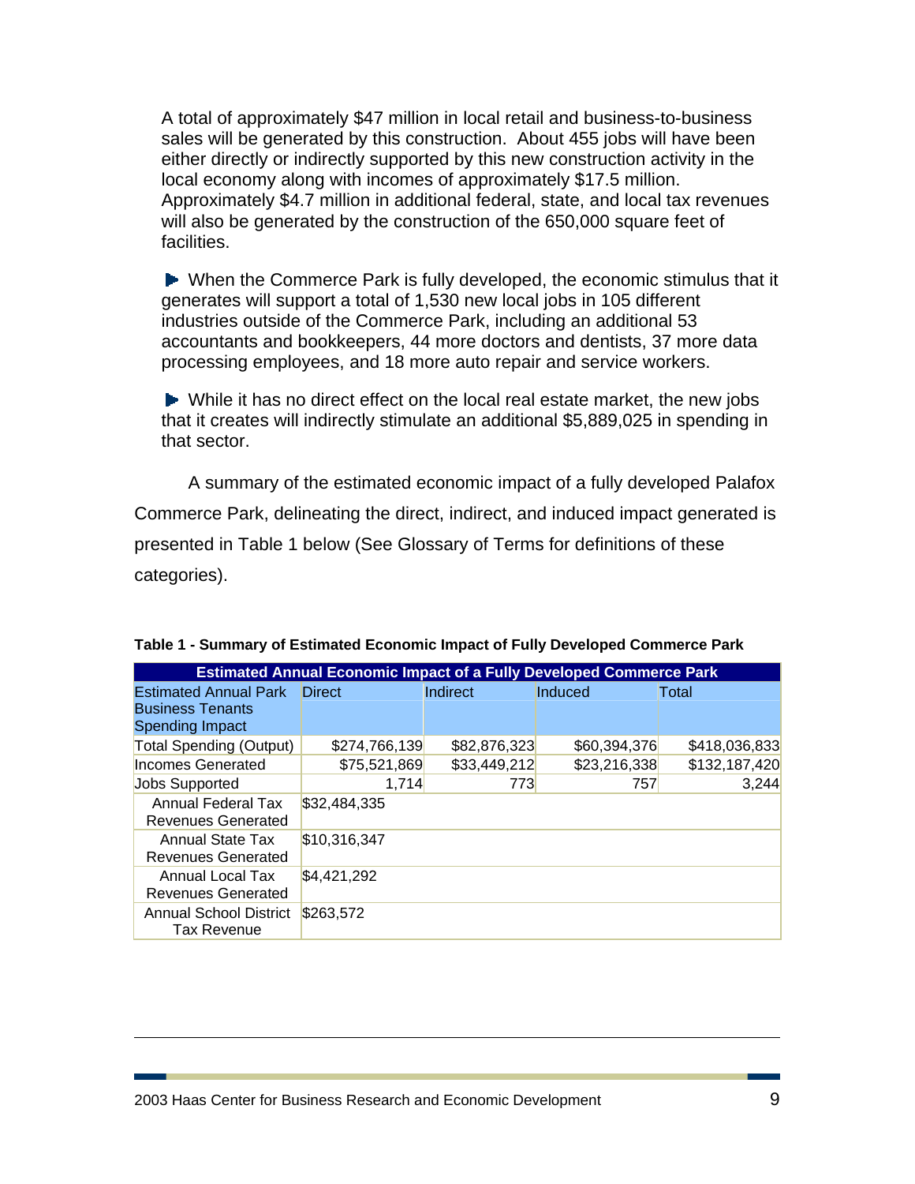A total of approximately $47 million in local retail and business-to-business sales will be generated by this construction. About 455 jobs will have been either directly or indirectly supported by this new construction activity in the local economy along with incomes of approximately $17.5 million. Approximately $4.7 million in additional federal, state, and local tax revenues will also be generated by the construction of the 650,000 square feet of facilities.

- When the Commerce Park is fully developed, the economic stimulus that it generates will support a total of 1,530 new local jobs in 105 different industries outside of the Commerce Park, including an additional 53 accountants and bookkeepers, 44 more doctors and dentists, 37 more data processing employees, and 18 more auto repair and service workers.

- While it has no direct effect on the local real estate market, the new jobs that it creates will indirectly stimulate an additional $5,889,025 in spending in that sector.

A summary of the estimated economic impact of a fully developed Palafox Commerce Park, delineating the direct, indirect, and induced impact generated is presented in Table 1 below (See Glossary of Terms for definitions of these categories).

**Table 1 - Summary of Estimated Economic Impact of Fully Developed Commerce Park**

| Estimated Annual Economic Impact of a Fully Developed Commerce Park | | | | |
|---|---|---|---|---|
| Estimated Annual Park Business Tenants Spending Impact | Direct | Indirect | Induced | Total |
| Total Spending (Output) | $274,766,139 | $82,876,323 | $60,394,376 | $418,036,833 |
| Incomes Generated | $75,521,869 | $33,449,212 | $23,216,338 | $132,187,420 |
| Jobs Supported | 1,714 | 773 | 757 | 3,244 |
| Annual Federal Tax Revenues Generated | $32,484,335 | | | |
| Annual State Tax Revenues Generated | $10,316,347 | | | |
| Annual Local Tax Revenues Generated | $4,421,292 | | | |
| Annual School District Tax Revenue | $263,572 | | | |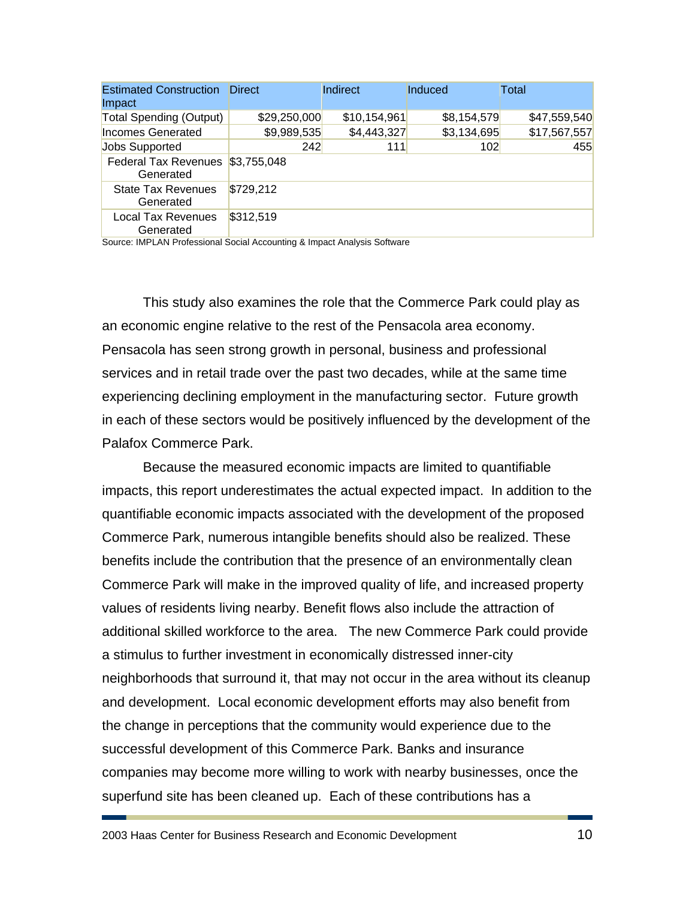| Estimated Construction Impact | Direct | Indirect | Induced | Total |
|---|---|---|---|---|
| Total Spending (Output) | $29,250,000 | $10,154,961 | $8,154,579 | $47,559,540 |
| Incomes Generated | $9,989,535 | $4,443,327 | $3,134,695 | $17,567,557 |
| Jobs Supported | 242 | 111 | 102 | 455 |
| Federal Tax Revenues Generated | $3,755,048 | | | |
| State Tax Revenues Generated | $729,212 | | | |
| Local Tax Revenues Generated | $312,519 | | | |

Source: IMPLAN Professional Social Accounting & Impact Analysis Software

This study also examines the role that the Commerce Park could play as an economic engine relative to the rest of the Pensacola area economy. Pensacola has seen strong growth in personal, business and professional services and in retail trade over the past two decades, while at the same time experiencing declining employment in the manufacturing sector. Future growth in each of these sectors would be positively influenced by the development of the Palafox Commerce Park.

Because the measured economic impacts are limited to quantifiable impacts, this report underestimates the actual expected impact. In addition to the quantifiable economic impacts associated with the development of the proposed Commerce Park, numerous intangible benefits should also be realized. These benefits include the contribution that the presence of an environmentally clean Commerce Park will make in the improved quality of life, and increased property values of residents living nearby. Benefit flows also include the attraction of additional skilled workforce to the area. The new Commerce Park could provide a stimulus to further investment in economically distressed inner-city neighborhoods that surround it, that may not occur in the area without its cleanup and development. Local economic development efforts may also benefit from the change in perceptions that the community would experience due to the successful development of this Commerce Park. Banks and insurance companies may become more willing to work with nearby businesses, once the superfund site has been cleaned up. Each of these contributions has a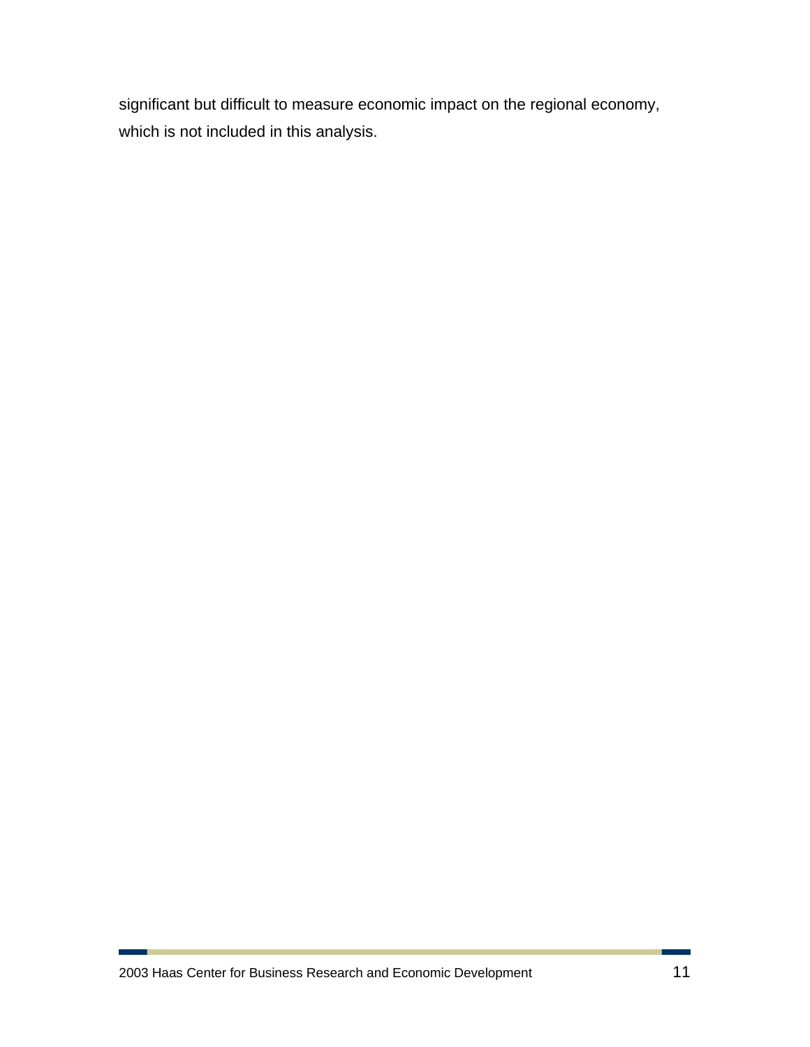significant but difficult to measure economic impact on the regional economy, which is not included in this analysis.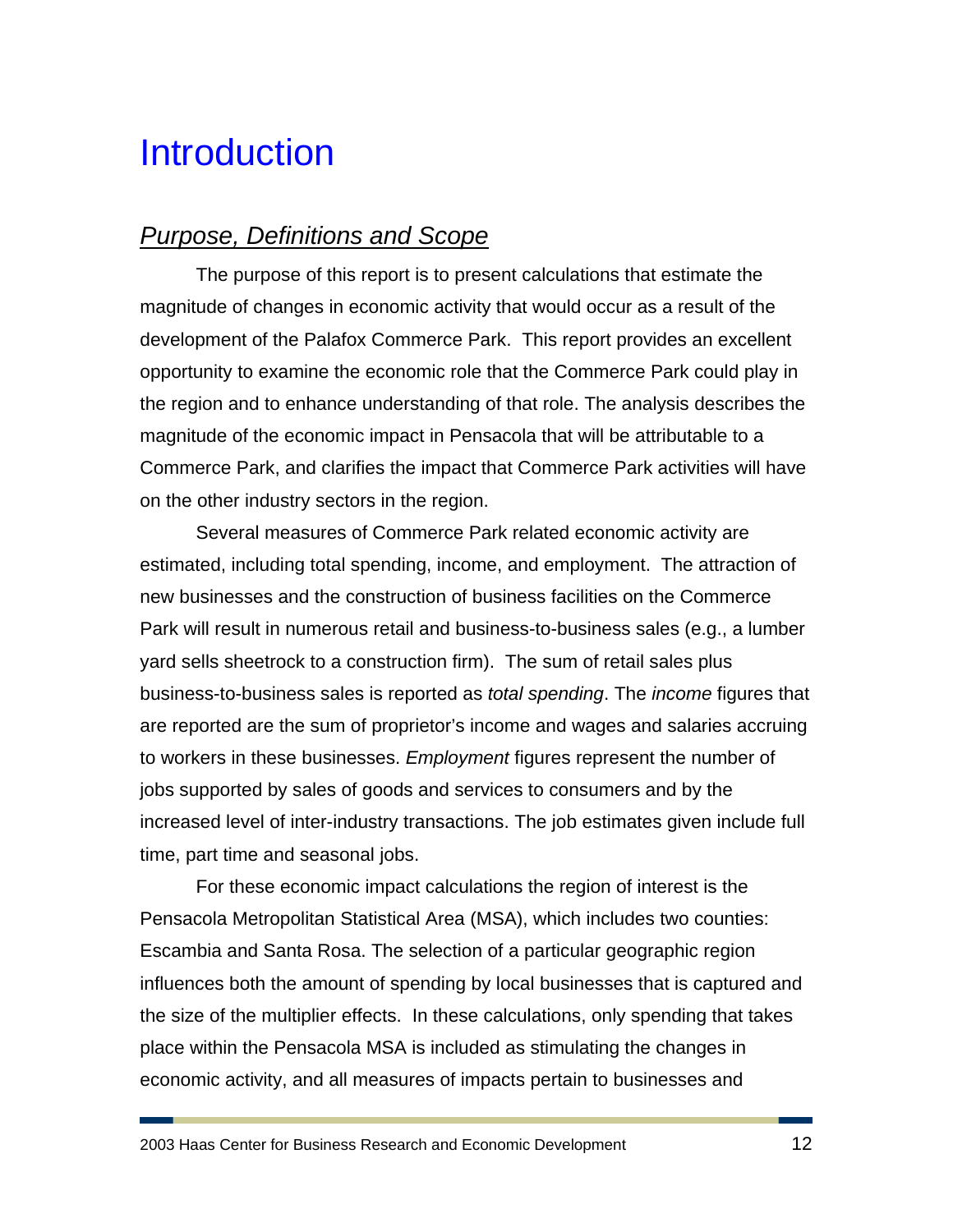# Introduction

## *Purpose, Definitions and Scope*

The purpose of this report is to present calculations that estimate the magnitude of changes in economic activity that would occur as a result of the development of the Palafox Commerce Park. This report provides an excellent opportunity to examine the economic role that the Commerce Park could play in the region and to enhance understanding of that role. The analysis describes the magnitude of the economic impact in Pensacola that will be attributable to a Commerce Park, and clarifies the impact that Commerce Park activities will have on the other industry sectors in the region.

Several measures of Commerce Park related economic activity are estimated, including total spending, income, and employment. The attraction of new businesses and the construction of business facilities on the Commerce Park will result in numerous retail and business-to-business sales (e.g., a lumber yard sells sheetrock to a construction firm). The sum of retail sales plus business-to-business sales is reported as *total spending*. The *income* figures that are reported are the sum of proprietor's income and wages and salaries accruing to workers in these businesses. *Employment* figures represent the number of jobs supported by sales of goods and services to consumers and by the increased level of inter-industry transactions. The job estimates given include full time, part time and seasonal jobs.

For these economic impact calculations the region of interest is the Pensacola Metropolitan Statistical Area (MSA), which includes two counties: Escambia and Santa Rosa. The selection of a particular geographic region influences both the amount of spending by local businesses that is captured and the size of the multiplier effects. In these calculations, only spending that takes place within the Pensacola MSA is included as stimulating the changes in economic activity, and all measures of impacts pertain to businesses and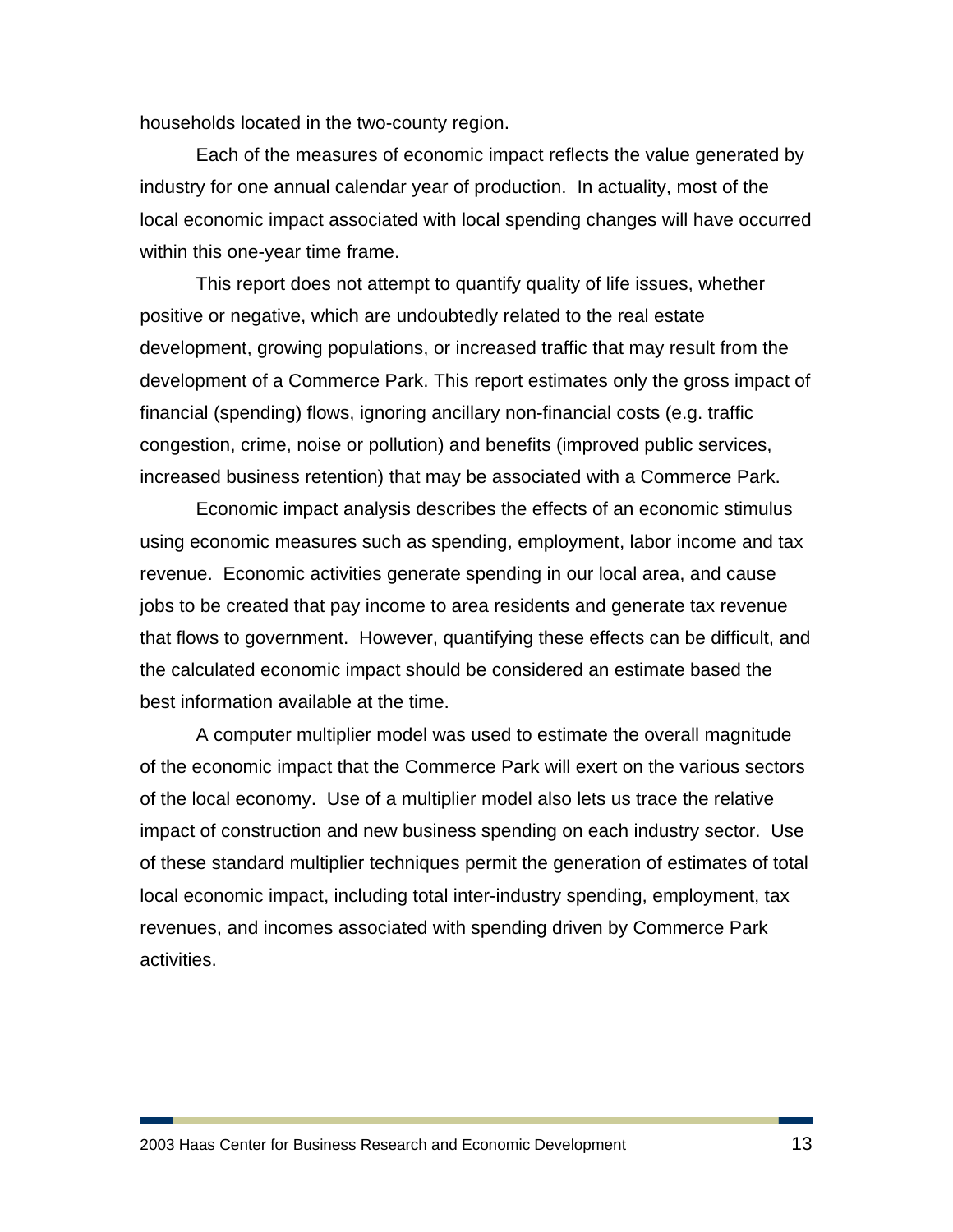households located in the two-county region.

Each of the measures of economic impact reflects the value generated by industry for one annual calendar year of production. In actuality, most of the local economic impact associated with local spending changes will have occurred within this one-year time frame.

This report does not attempt to quantify quality of life issues, whether positive or negative, which are undoubtedly related to the real estate development, growing populations, or increased traffic that may result from the development of a Commerce Park. This report estimates only the gross impact of financial (spending) flows, ignoring ancillary non-financial costs (e.g. traffic congestion, crime, noise or pollution) and benefits (improved public services, increased business retention) that may be associated with a Commerce Park.

Economic impact analysis describes the effects of an economic stimulus using economic measures such as spending, employment, labor income and tax revenue. Economic activities generate spending in our local area, and cause jobs to be created that pay income to area residents and generate tax revenue that flows to government. However, quantifying these effects can be difficult, and the calculated economic impact should be considered an estimate based the best information available at the time.

A computer multiplier model was used to estimate the overall magnitude of the economic impact that the Commerce Park will exert on the various sectors of the local economy. Use of a multiplier model also lets us trace the relative impact of construction and new business spending on each industry sector. Use of these standard multiplier techniques permit the generation of estimates of total local economic impact, including total inter-industry spending, employment, tax revenues, and incomes associated with spending driven by Commerce Park activities.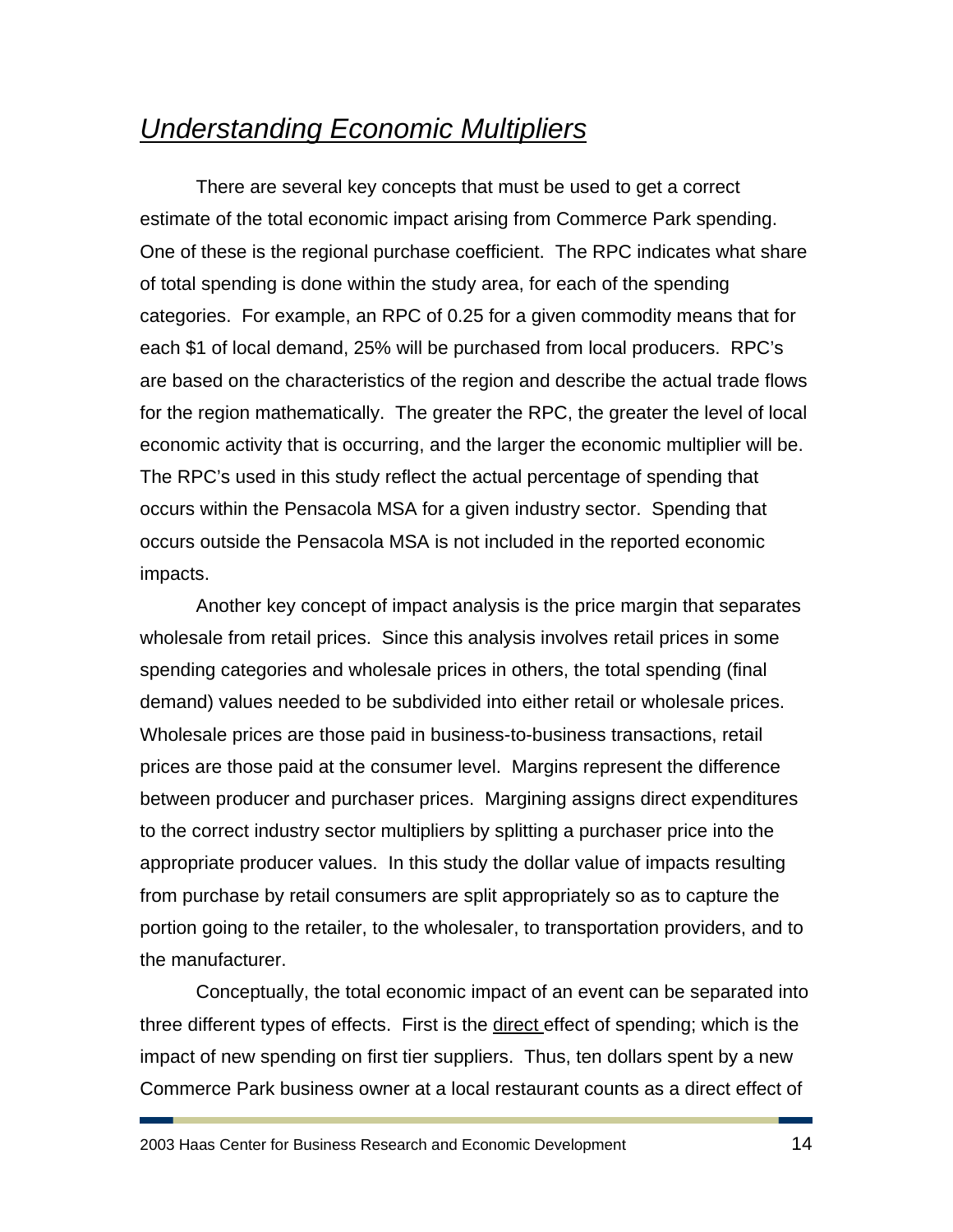## *Understanding Economic Multipliers*

There are several key concepts that must be used to get a correct estimate of the total economic impact arising from Commerce Park spending. One of these is the regional purchase coefficient. The RPC indicates what share of total spending is done within the study area, for each of the spending categories. For example, an RPC of 0.25 for a given commodity means that for each $1 of local demand, 25% will be purchased from local producers. RPC's are based on the characteristics of the region and describe the actual trade flows for the region mathematically. The greater the RPC, the greater the level of local economic activity that is occurring, and the larger the economic multiplier will be. The RPC's used in this study reflect the actual percentage of spending that occurs within the Pensacola MSA for a given industry sector. Spending that occurs outside the Pensacola MSA is not included in the reported economic impacts.

Another key concept of impact analysis is the price margin that separates wholesale from retail prices. Since this analysis involves retail prices in some spending categories and wholesale prices in others, the total spending (final demand) values needed to be subdivided into either retail or wholesale prices. Wholesale prices are those paid in business-to-business transactions, retail prices are those paid at the consumer level. Margins represent the difference between producer and purchaser prices. Margining assigns direct expenditures to the correct industry sector multipliers by splitting a purchaser price into the appropriate producer values. In this study the dollar value of impacts resulting from purchase by retail consumers are split appropriately so as to capture the portion going to the retailer, to the wholesaler, to transportation providers, and to the manufacturer.

Conceptually, the total economic impact of an event can be separated into three different types of effects. First is the direct effect of spending; which is the impact of new spending on first tier suppliers. Thus, ten dollars spent by a new Commerce Park business owner at a local restaurant counts as a direct effect of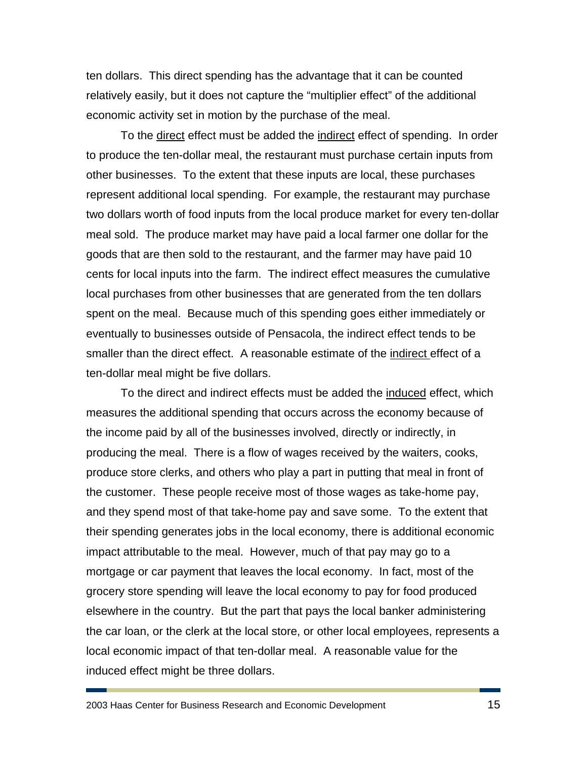ten dollars. This direct spending has the advantage that it can be counted relatively easily, but it does not capture the "multiplier effect" of the additional economic activity set in motion by the purchase of the meal.

To the <u>direct</u> effect must be added the <u>indirect</u> effect of spending. In order to produce the ten-dollar meal, the restaurant must purchase certain inputs from other businesses. To the extent that these inputs are local, these purchases represent additional local spending. For example, the restaurant may purchase two dollars worth of food inputs from the local produce market for every ten-dollar meal sold. The produce market may have paid a local farmer one dollar for the goods that are then sold to the restaurant, and the farmer may have paid 10 cents for local inputs into the farm. The indirect effect measures the cumulative local purchases from other businesses that are generated from the ten dollars spent on the meal. Because much of this spending goes either immediately or eventually to businesses outside of Pensacola, the indirect effect tends to be smaller than the direct effect. A reasonable estimate of the <u>indirect</u> effect of a ten-dollar meal might be five dollars.

To the direct and indirect effects must be added the <u>induced</u> effect, which measures the additional spending that occurs across the economy because of the income paid by all of the businesses involved, directly or indirectly, in producing the meal. There is a flow of wages received by the waiters, cooks, produce store clerks, and others who play a part in putting that meal in front of the customer. These people receive most of those wages as take-home pay, and they spend most of that take-home pay and save some. To the extent that their spending generates jobs in the local economy, there is additional economic impact attributable to the meal. However, much of that pay may go to a mortgage or car payment that leaves the local economy. In fact, most of the grocery store spending will leave the local economy to pay for food produced elsewhere in the country. But the part that pays the local banker administering the car loan, or the clerk at the local store, or other local employees, represents a local economic impact of that ten-dollar meal. A reasonable value for the induced effect might be three dollars.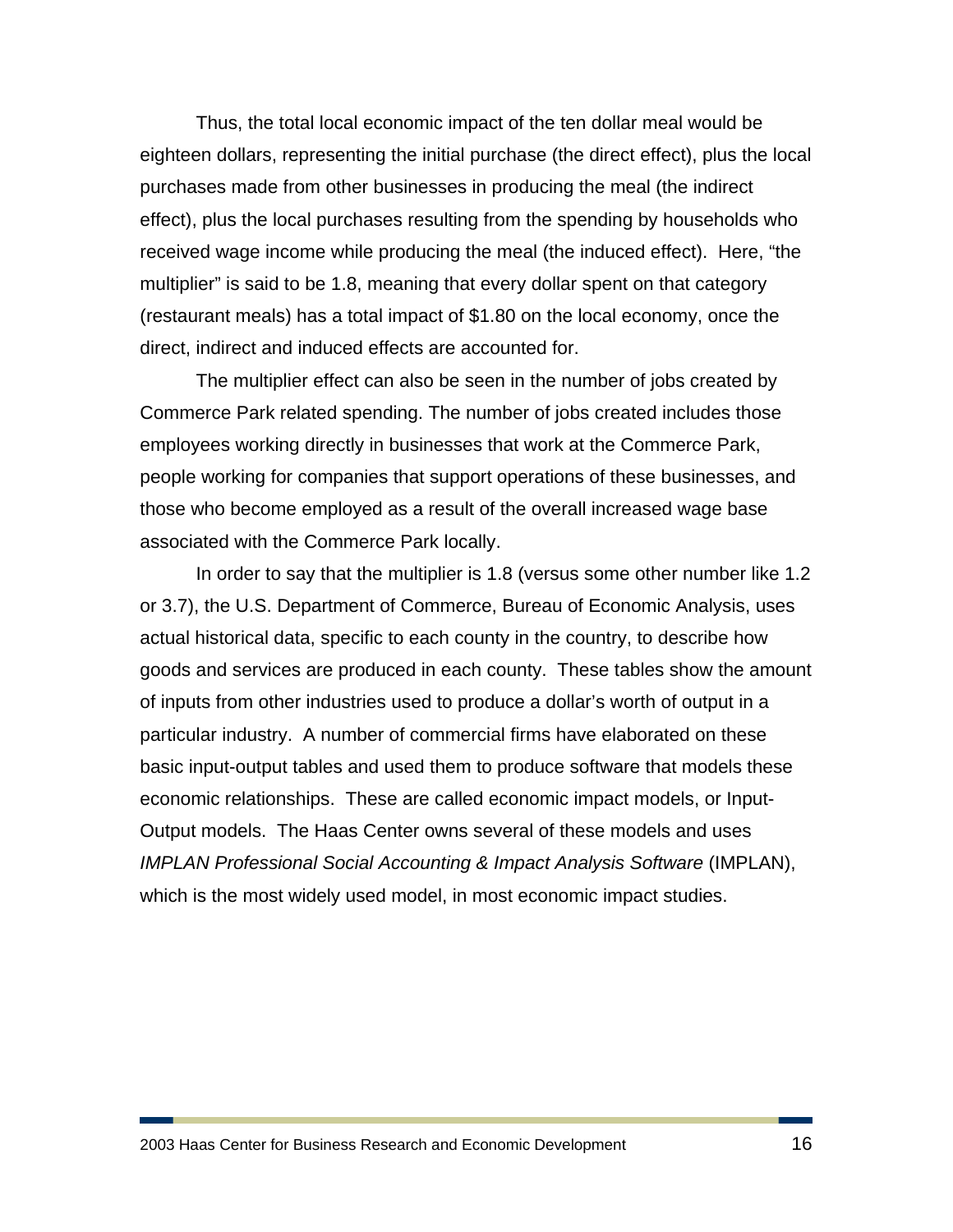Thus, the total local economic impact of the ten dollar meal would be eighteen dollars, representing the initial purchase (the direct effect), plus the local purchases made from other businesses in producing the meal (the indirect effect), plus the local purchases resulting from the spending by households who received wage income while producing the meal (the induced effect). Here, "the multiplier" is said to be 1.8, meaning that every dollar spent on that category (restaurant meals) has a total impact of $1.80 on the local economy, once the direct, indirect and induced effects are accounted for.

The multiplier effect can also be seen in the number of jobs created by Commerce Park related spending. The number of jobs created includes those employees working directly in businesses that work at the Commerce Park, people working for companies that support operations of these businesses, and those who become employed as a result of the overall increased wage base associated with the Commerce Park locally.

In order to say that the multiplier is 1.8 (versus some other number like 1.2 or 3.7), the U.S. Department of Commerce, Bureau of Economic Analysis, uses actual historical data, specific to each county in the country, to describe how goods and services are produced in each county. These tables show the amount of inputs from other industries used to produce a dollar's worth of output in a particular industry. A number of commercial firms have elaborated on these basic input-output tables and used them to produce software that models these economic relationships. These are called economic impact models, or Input-Output models. The Haas Center owns several of these models and uses *IMPLAN Professional Social Accounting & Impact Analysis Software* (IMPLAN), which is the most widely used model, in most economic impact studies.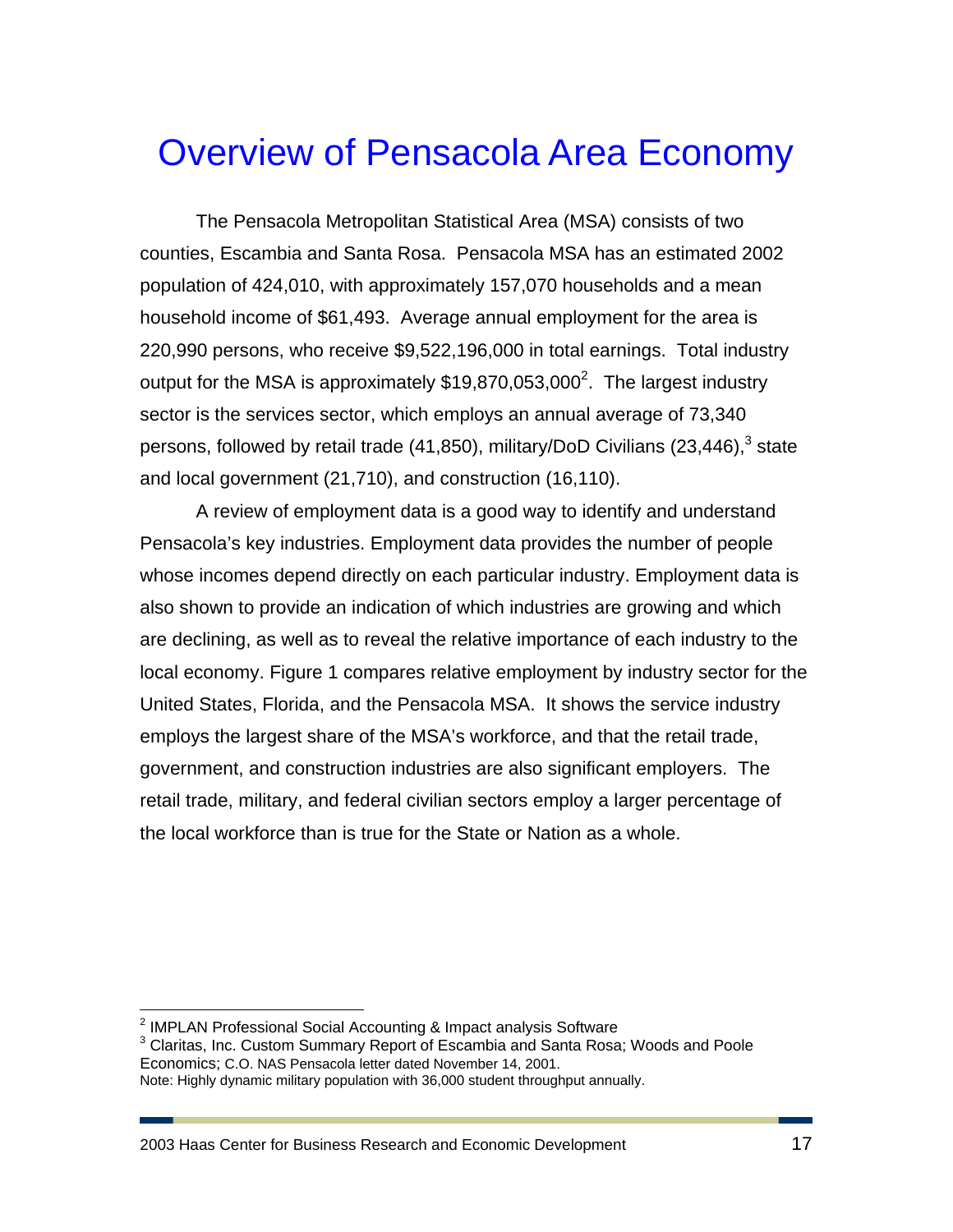# Overview of Pensacola Area Economy

The Pensacola Metropolitan Statistical Area (MSA) consists of two counties, Escambia and Santa Rosa. Pensacola MSA has an estimated 2002 population of 424,010, with approximately 157,070 households and a mean household income of $61,493. Average annual employment for the area is 220,990 persons, who receive $9,522,196,000 in total earnings. Total industry output for the MSA is approximately $19,870,053,000[2]. The largest industry sector is the services sector, which employs an annual average of 73,340 persons, followed by retail trade (41,850), military/DoD Civilians (23,446),[3] state and local government (21,710), and construction (16,110).

A review of employment data is a good way to identify and understand Pensacola's key industries. Employment data provides the number of people whose incomes depend directly on each particular industry. Employment data is also shown to provide an indication of which industries are growing and which are declining, as well as to reveal the relative importance of each industry to the local economy. Figure 1 compares relative employment by industry sector for the United States, Florida, and the Pensacola MSA. It shows the service industry employs the largest share of the MSA's workforce, and that the retail trade, government, and construction industries are also significant employers. The retail trade, military, and federal civilian sectors employ a larger percentage of the local workforce than is true for the State or Nation as a whole.

---

[2] IMPLAN Professional Social Accounting & Impact analysis Software

[3] Claritas, Inc. Custom Summary Report of Escambia and Santa Rosa; Woods and Poole Economics; C.O. NAS Pensacola letter dated November 14, 2001.

Note: Highly dynamic military population with 36,000 student throughput annually.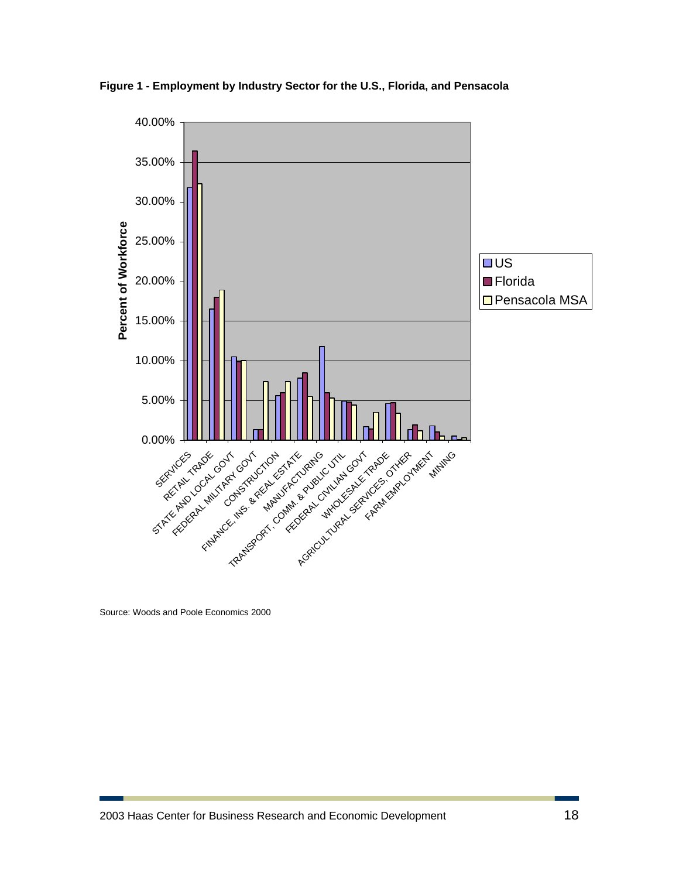**Figure 1 - Employment by Industry Sector for the U.S., Florida, and Pensacola**

Source: Woods and Poole Economics 2000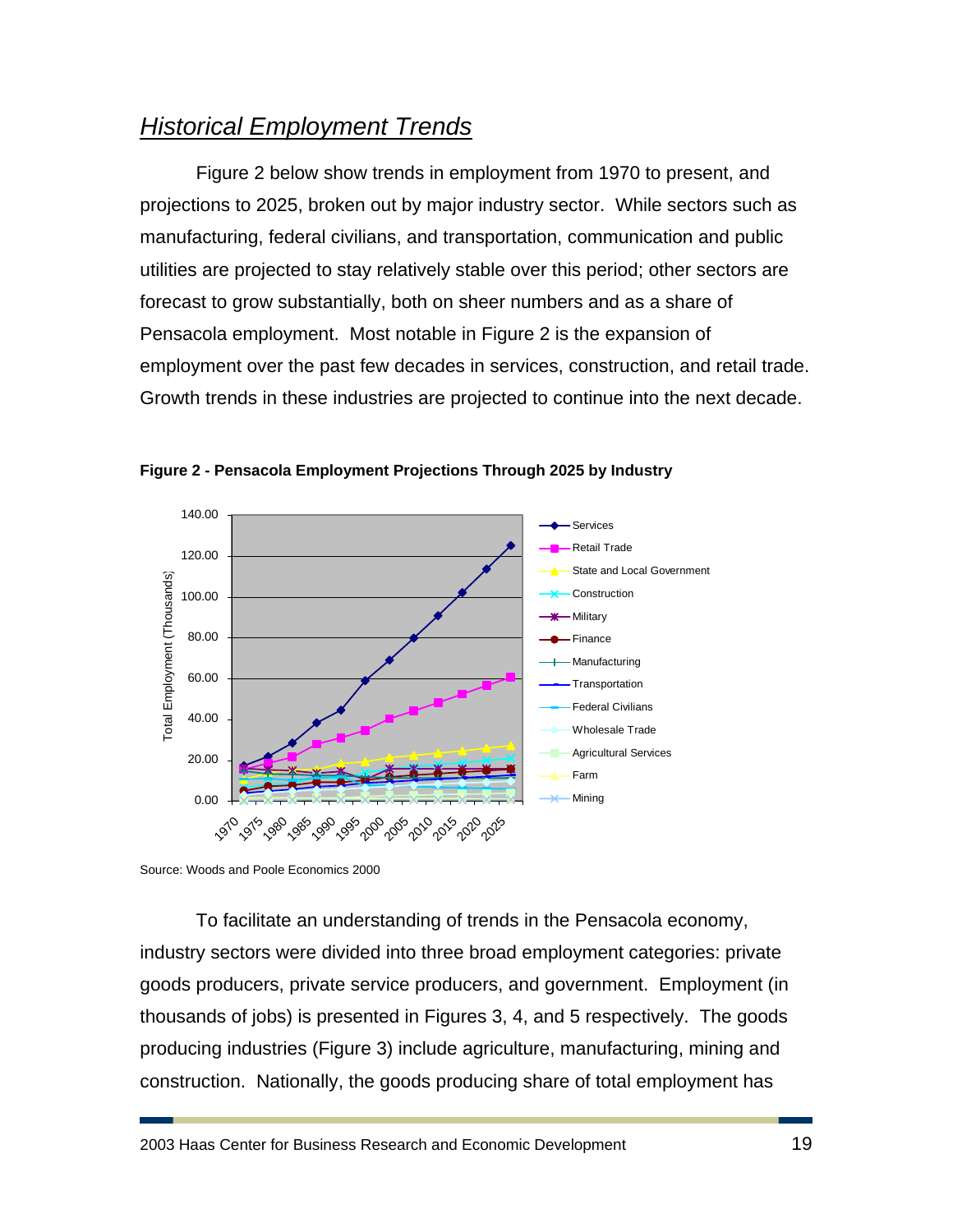## *Historical Employment Trends*

Figure 2 below show trends in employment from 1970 to present, and projections to 2025, broken out by major industry sector. While sectors such as manufacturing, federal civilians, and transportation, communication and public utilities are projected to stay relatively stable over this period; other sectors are forecast to grow substantially, both on sheer numbers and as a share of Pensacola employment. Most notable in Figure 2 is the expansion of employment over the past few decades in services, construction, and retail trade. Growth trends in these industries are projected to continue into the next decade.

**Figure 2 - Pensacola Employment Projections Through 2025 by Industry**

Source: Woods and Poole Economics 2000

To facilitate an understanding of trends in the Pensacola economy, industry sectors were divided into three broad employment categories: private goods producers, private service producers, and government. Employment (in thousands of jobs) is presented in Figures 3, 4, and 5 respectively. The goods producing industries (Figure 3) include agriculture, manufacturing, mining and construction. Nationally, the goods producing share of total employment has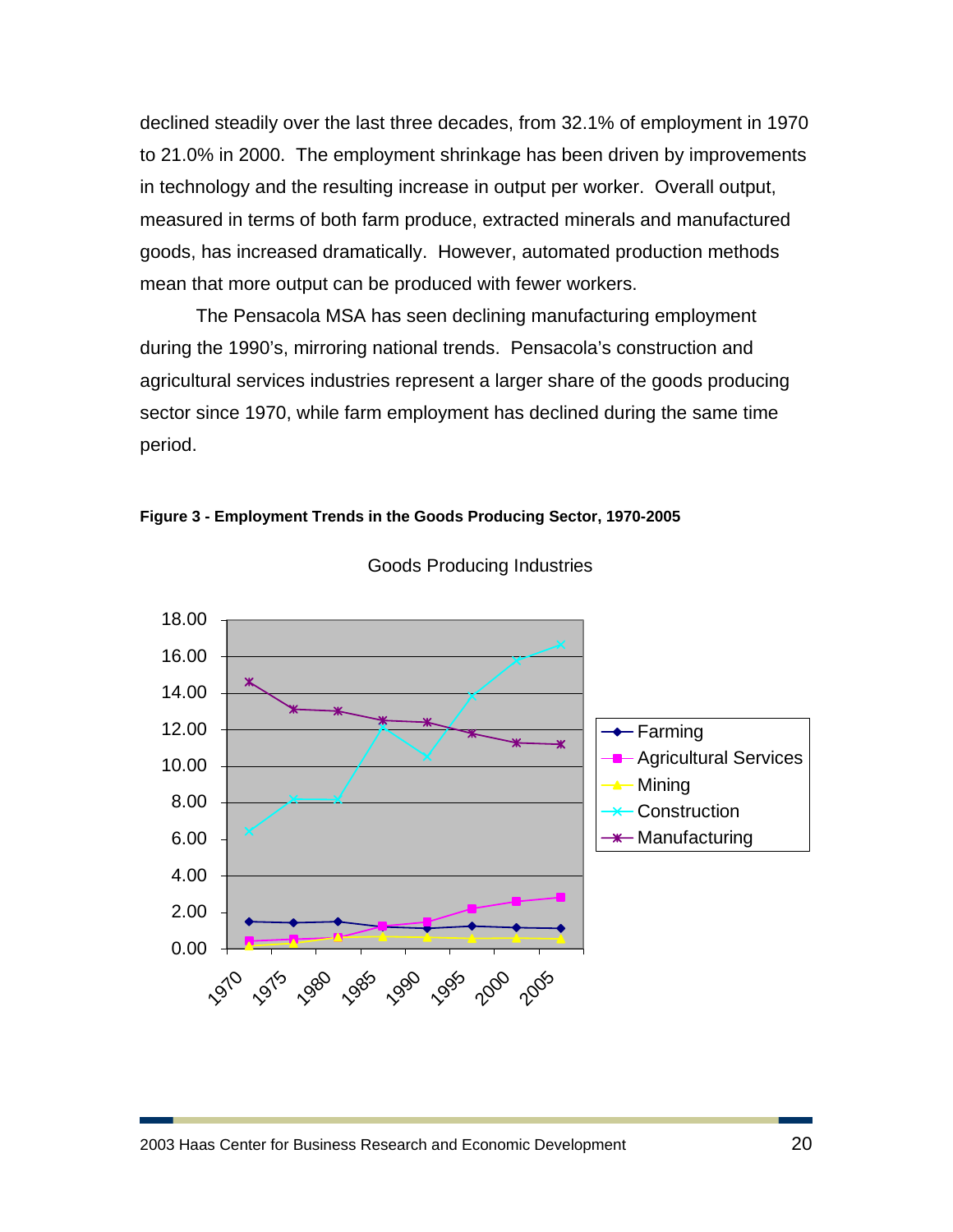declined steadily over the last three decades, from 32.1% of employment in 1970 to 21.0% in 2000. The employment shrinkage has been driven by improvements in technology and the resulting increase in output per worker. Overall output, measured in terms of both farm produce, extracted minerals and manufactured goods, has increased dramatically. However, automated production methods mean that more output can be produced with fewer workers.

The Pensacola MSA has seen declining manufacturing employment during the 1990's, mirroring national trends. Pensacola's construction and agricultural services industries represent a larger share of the goods producing sector since 1970, while farm employment has declined during the same time period.

**Figure 3 - Employment Trends in the Goods Producing Sector, 1970-2005**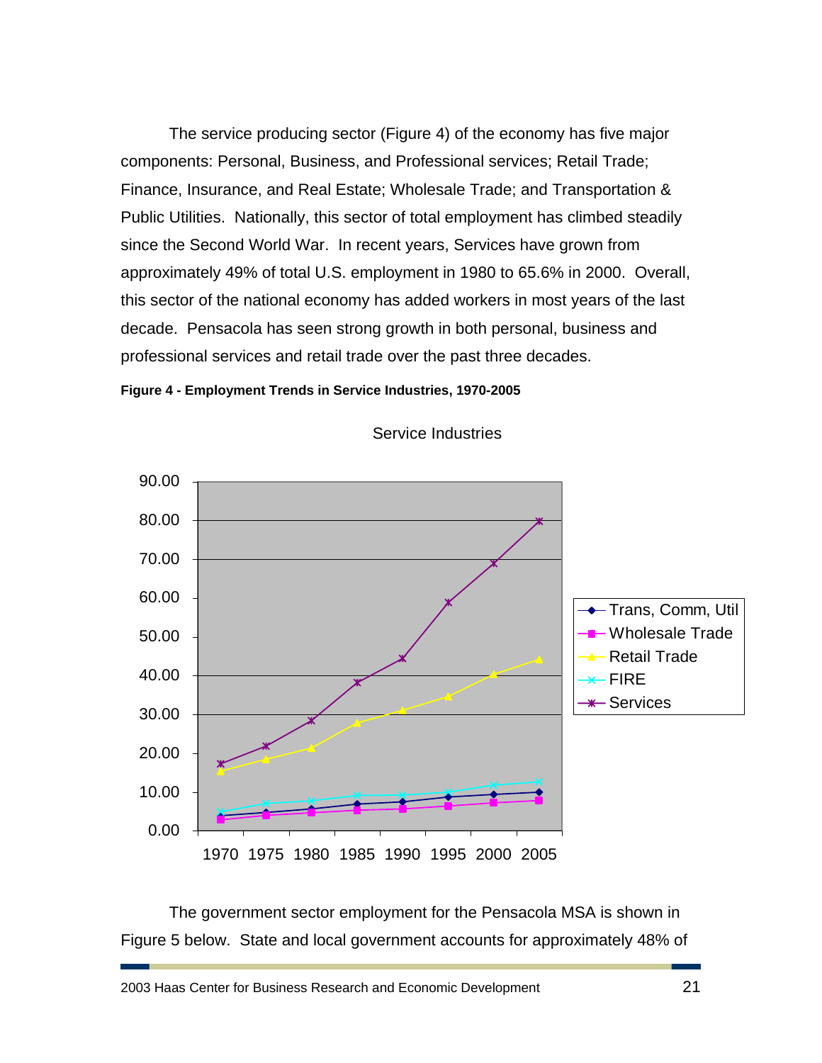The service producing sector (Figure 4) of the economy has five major components: Personal, Business, and Professional services; Retail Trade; Finance, Insurance, and Real Estate; Wholesale Trade; and Transportation & Public Utilities. Nationally, this sector of total employment has climbed steadily since the Second World War. In recent years, Services have grown from approximately 49% of total U.S. employment in 1980 to 65.6% in 2000. Overall, this sector of the national economy has added workers in most years of the last decade. Pensacola has seen strong growth in both personal, business and professional services and retail trade over the past three decades.

**Figure 4 - Employment Trends in Service Industries, 1970-2005**

The government sector employment for the Pensacola MSA is shown in Figure 5 below. State and local government accounts for approximately 48% of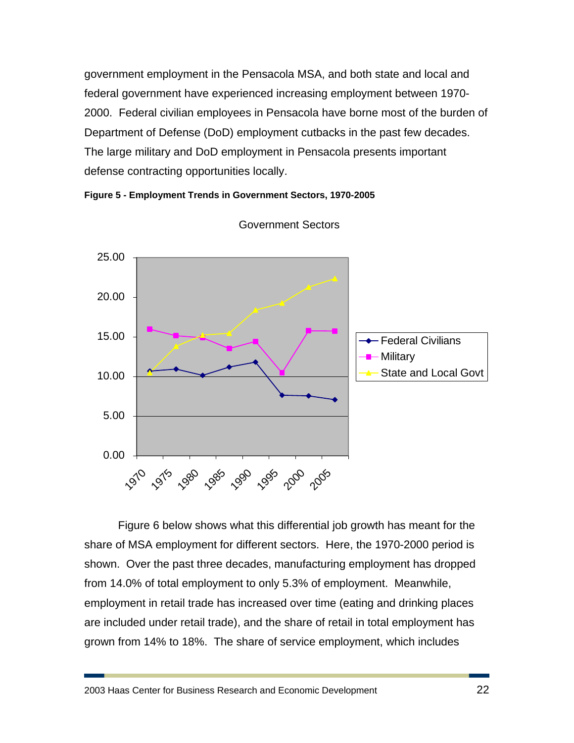government employment in the Pensacola MSA, and both state and local and federal government have experienced increasing employment between 1970-2000. Federal civilian employees in Pensacola have borne most of the burden of Department of Defense (DoD) employment cutbacks in the past few decades. The large military and DoD employment in Pensacola presents important defense contracting opportunities locally.

**Figure 5 - Employment Trends in Government Sectors, 1970-2005**

Figure 6 below shows what this differential job growth has meant for the share of MSA employment for different sectors. Here, the 1970-2000 period is shown. Over the past three decades, manufacturing employment has dropped from 14.0% of total employment to only 5.3% of employment. Meanwhile, employment in retail trade has increased over time (eating and drinking places are included under retail trade), and the share of retail in total employment has grown from 14% to 18%. The share of service employment, which includes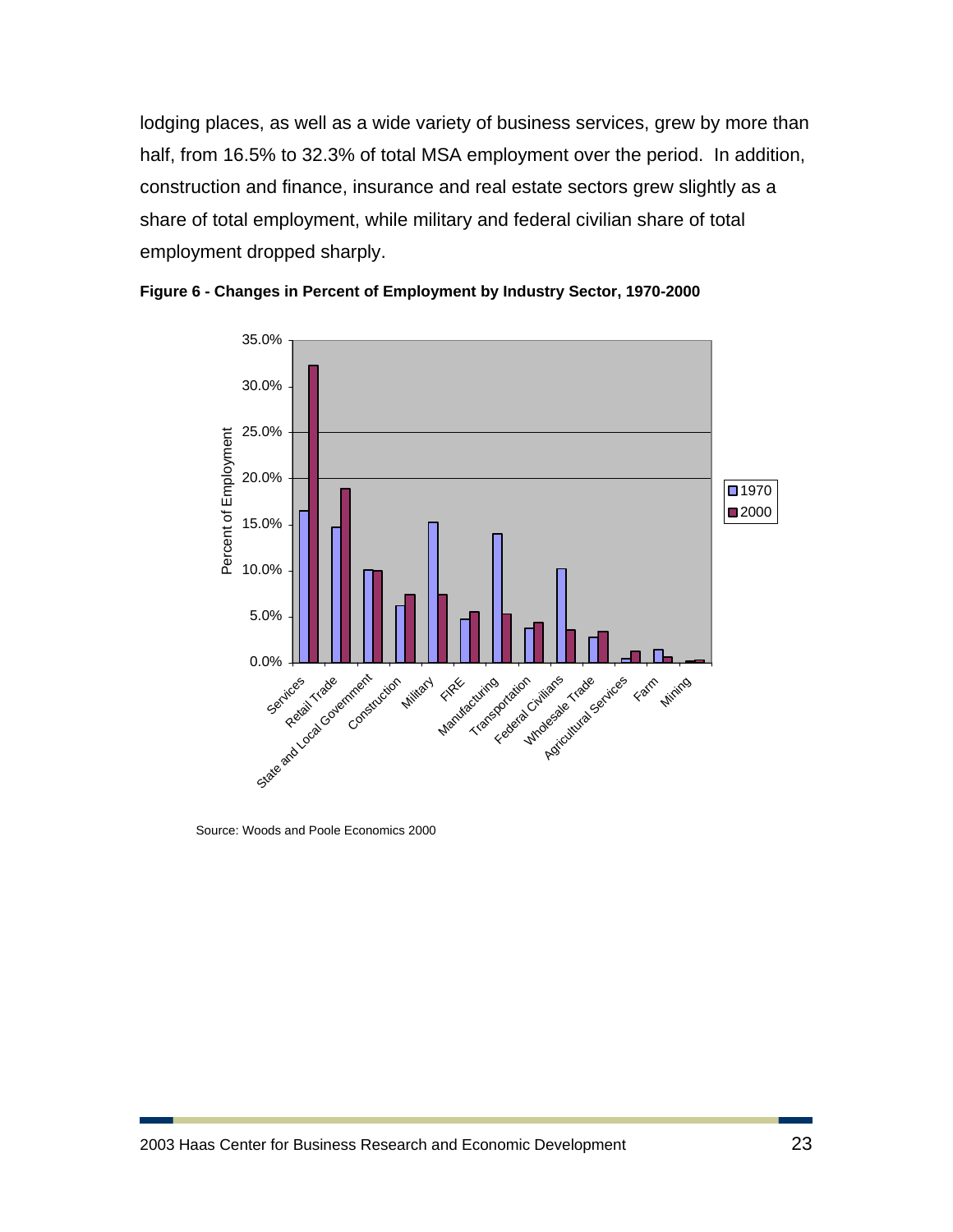lodging places, as well as a wide variety of business services, grew by more than half, from 16.5% to 32.3% of total MSA employment over the period. In addition, construction and finance, insurance and real estate sectors grew slightly as a share of total employment, while military and federal civilian share of total employment dropped sharply.

**Figure 6 - Changes in Percent of Employment by Industry Sector, 1970-2000**

Source: Woods and Poole Economics 2000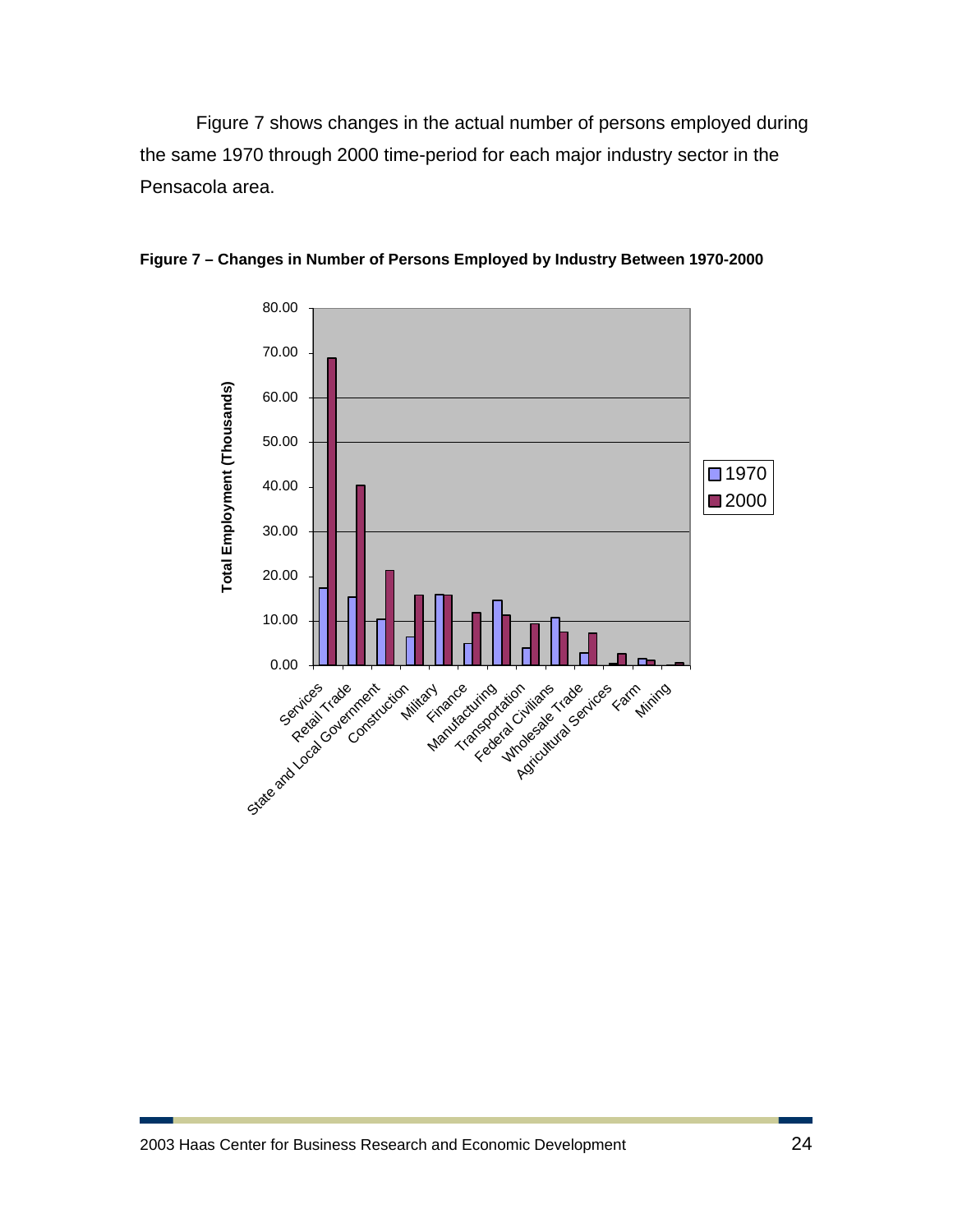Figure 7 shows changes in the actual number of persons employed during the same 1970 through 2000 time-period for each major industry sector in the Pensacola area.

**Figure 7 – Changes in Number of Persons Employed by Industry Between 1970-2000**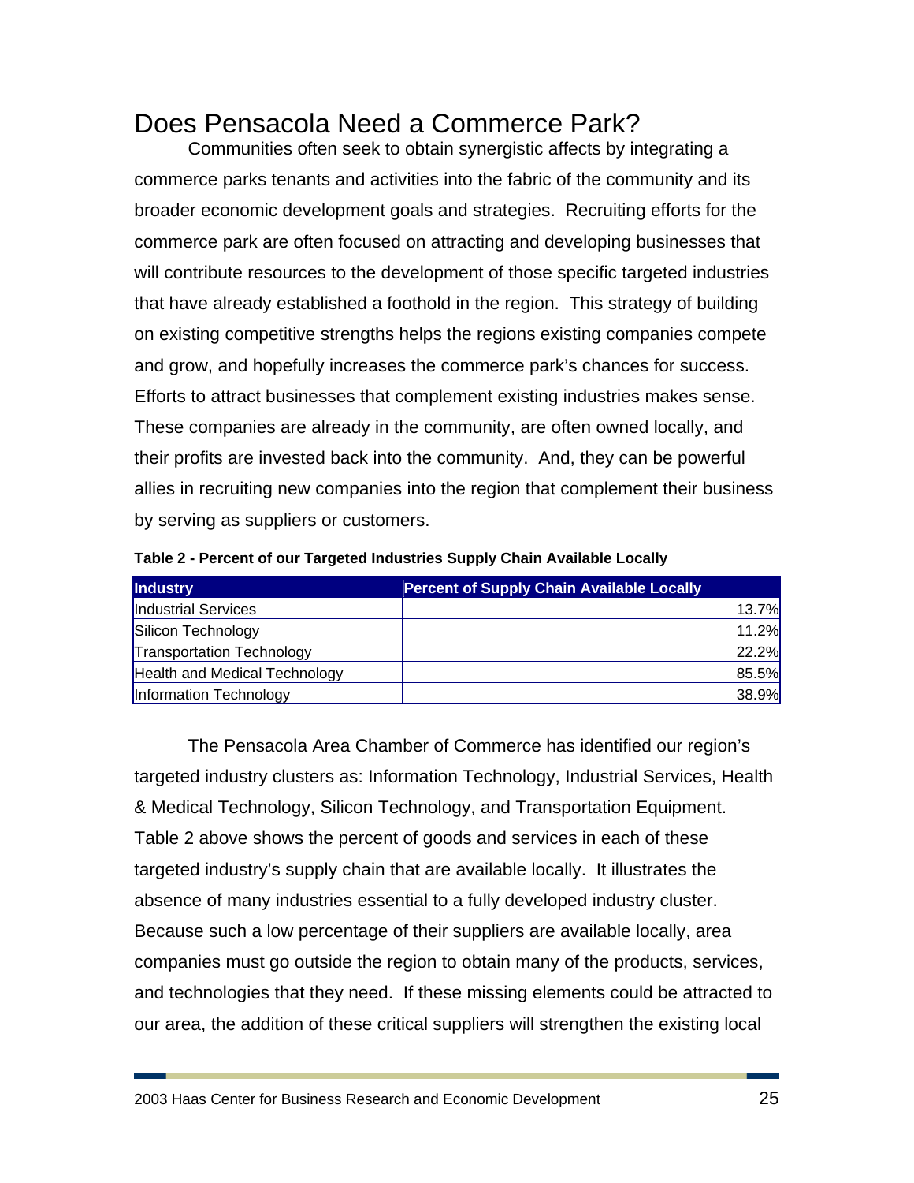# Does Pensacola Need a Commerce Park?

Communities often seek to obtain synergistic affects by integrating a commerce parks tenants and activities into the fabric of the community and its broader economic development goals and strategies. Recruiting efforts for the commerce park are often focused on attracting and developing businesses that will contribute resources to the development of those specific targeted industries that have already established a foothold in the region. This strategy of building on existing competitive strengths helps the regions existing companies compete and grow, and hopefully increases the commerce park's chances for success. Efforts to attract businesses that complement existing industries makes sense. These companies are already in the community, are often owned locally, and their profits are invested back into the community. And, they can be powerful allies in recruiting new companies into the region that complement their business by serving as suppliers or customers.

**Table 2 - Percent of our Targeted Industries Supply Chain Available Locally**

| Industry | Percent of Supply Chain Available Locally |
|---|---|
| Industrial Services | 13.7% |
| Silicon Technology | 11.2% |
| Transportation Technology | 22.2% |
| Health and Medical Technology | 85.5% |
| Information Technology | 38.9% |

The Pensacola Area Chamber of Commerce has identified our region's targeted industry clusters as: Information Technology, Industrial Services, Health & Medical Technology, Silicon Technology, and Transportation Equipment. Table 2 above shows the percent of goods and services in each of these targeted industry's supply chain that are available locally. It illustrates the absence of many industries essential to a fully developed industry cluster. Because such a low percentage of their suppliers are available locally, area companies must go outside the region to obtain many of the products, services, and technologies that they need. If these missing elements could be attracted to our area, the addition of these critical suppliers will strengthen the existing local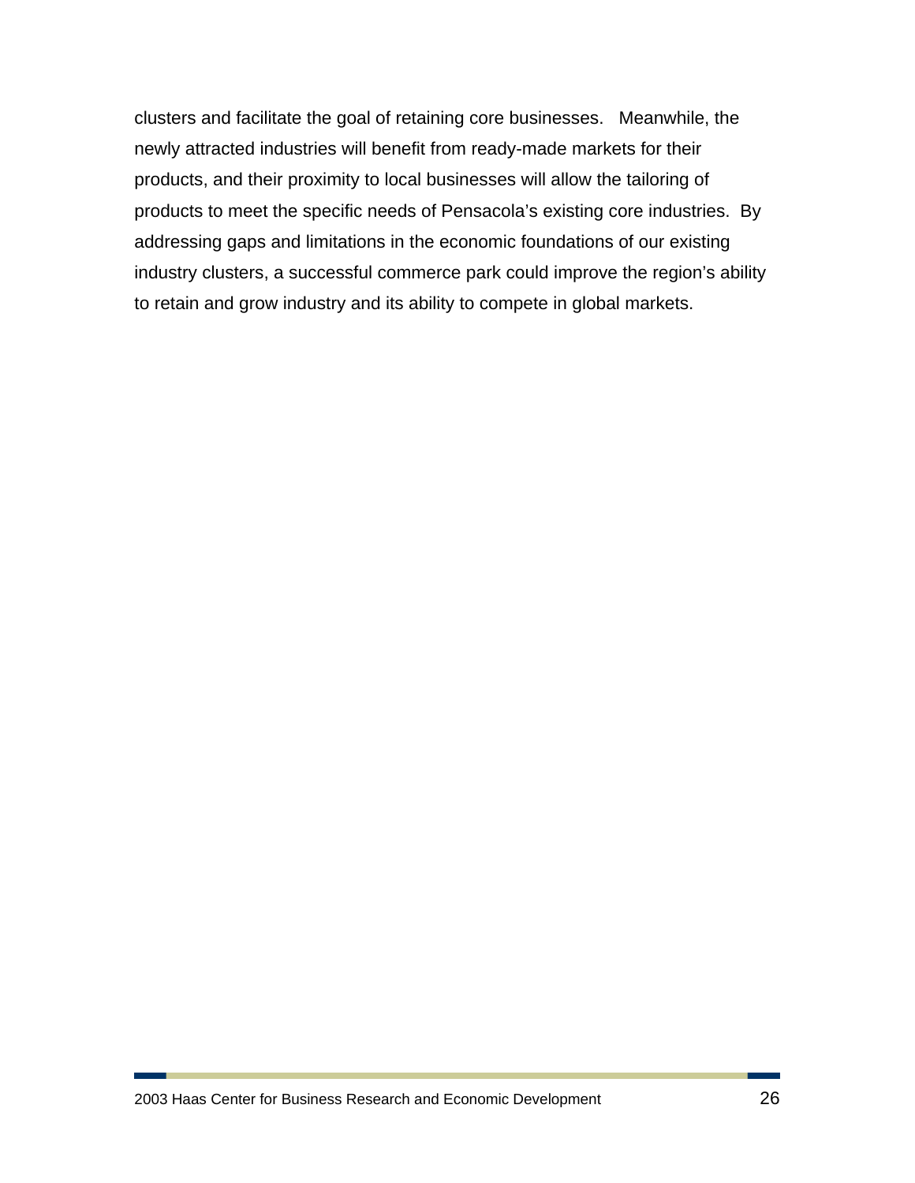clusters and facilitate the goal of retaining core businesses. Meanwhile, the newly attracted industries will benefit from ready-made markets for their products, and their proximity to local businesses will allow the tailoring of products to meet the specific needs of Pensacola's existing core industries. By addressing gaps and limitations in the economic foundations of our existing industry clusters, a successful commerce park could improve the region's ability to retain and grow industry and its ability to compete in global markets.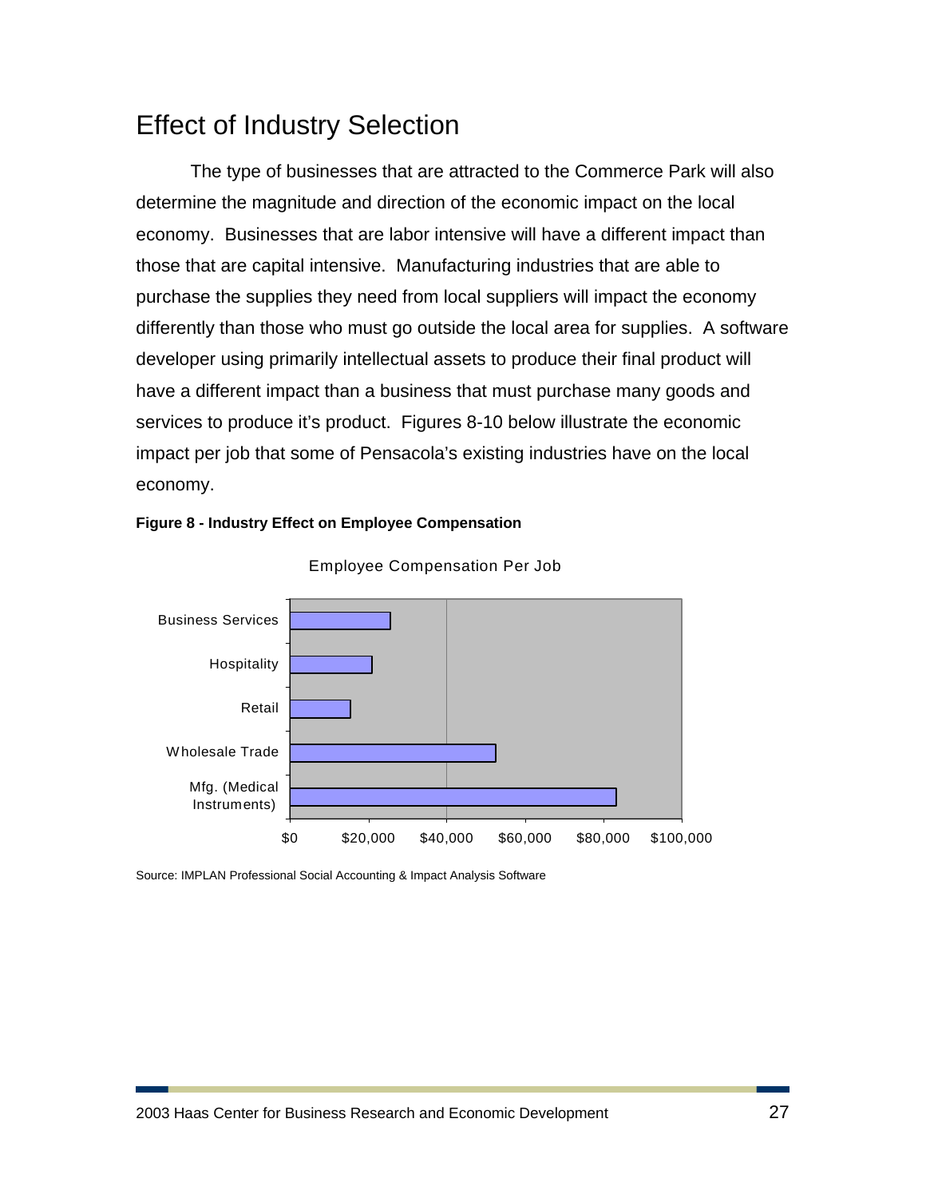## Effect of Industry Selection

The type of businesses that are attracted to the Commerce Park will also determine the magnitude and direction of the economic impact on the local economy. Businesses that are labor intensive will have a different impact than those that are capital intensive. Manufacturing industries that are able to purchase the supplies they need from local suppliers will impact the economy differently than those who must go outside the local area for supplies. A software developer using primarily intellectual assets to produce their final product will have a different impact than a business that must purchase many goods and services to produce it's product. Figures 8-10 below illustrate the economic impact per job that some of Pensacola's existing industries have on the local economy.

**Figure 8 - Industry Effect on Employee Compensation**

Employee Compensation Per Job

Business Services
Hospitality
Retail
Wholesale Trade
Mfg. (Medical Instruments)

$0 $20,000 $40,000 $60,000 $80,000 $100,000

Source: IMPLAN Professional Social Accounting & Impact Analysis Software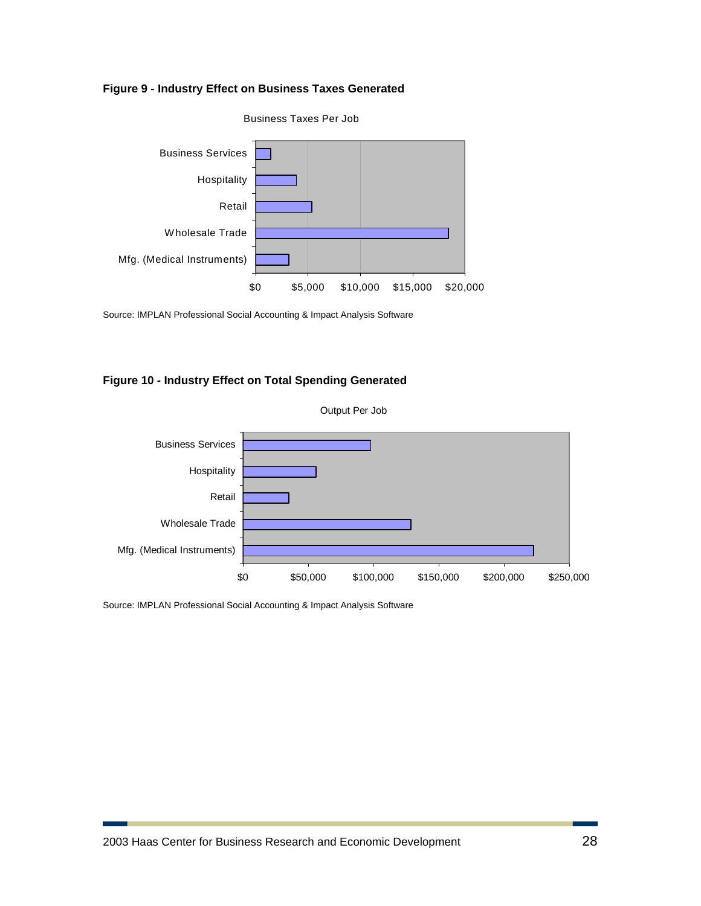**Figure 9 - Industry Effect on Business Taxes Generated**

Business Taxes Per Job

Business Services

Hospitality

Retail

Wholesale Trade

Mfg. (Medical Instruments)

$0 $5,000 $10,000 $15,000 $20,000

Source: IMPLAN Professional Social Accounting & Impact Analysis Software

**Figure 10 - Industry Effect on Total Spending Generated**

Output Per Job

Business Services

Hospitality

Retail

Wholesale Trade

Mfg. (Medical Instruments)

$0 $50,000 $100,000 $150,000 $200,000 $250,000

Source: IMPLAN Professional Social Accounting & Impact Analysis Software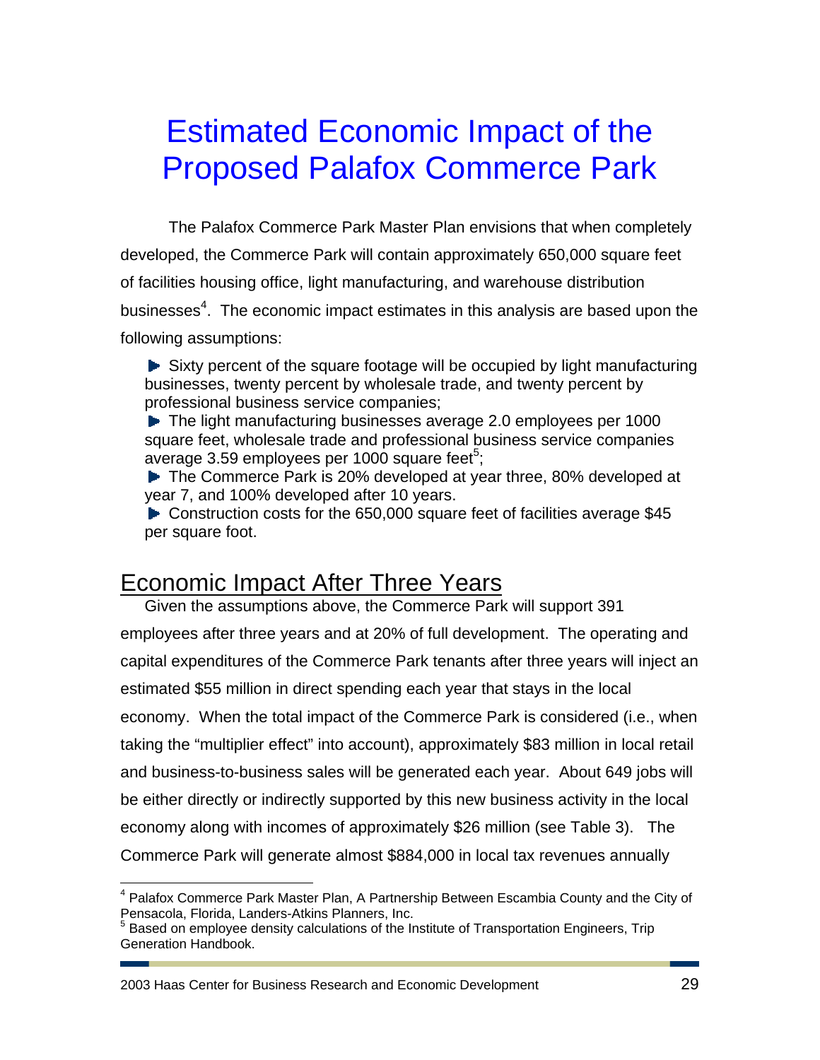# Estimated Economic Impact of the Proposed Palafox Commerce Park

The Palafox Commerce Park Master Plan envisions that when completely developed, the Commerce Park will contain approximately 650,000 square feet of facilities housing office, light manufacturing, and warehouse distribution businesses[4]. The economic impact estimates in this analysis are based upon the following assumptions:

- Sixty percent of the square footage will be occupied by light manufacturing businesses, twenty percent by wholesale trade, and twenty percent by professional business service companies;
- The light manufacturing businesses average 2.0 employees per 1000 square feet, wholesale trade and professional business service companies average 3.59 employees per 1000 square feet[5];
- The Commerce Park is 20% developed at year three, 80% developed at year 7, and 100% developed after 10 years.
- Construction costs for the 650,000 square feet of facilities average $45 per square foot.

## Economic Impact After Three Years

Given the assumptions above, the Commerce Park will support 391 employees after three years and at 20% of full development. The operating and capital expenditures of the Commerce Park tenants after three years will inject an estimated $55 million in direct spending each year that stays in the local economy. When the total impact of the Commerce Park is considered (i.e., when taking the "multiplier effect" into account), approximately $83 million in local retail and business-to-business sales will be generated each year. About 649 jobs will be either directly or indirectly supported by this new business activity in the local economy along with incomes of approximately $26 million (see Table 3). The Commerce Park will generate almost $884,000 in local tax revenues annually

---

[4] Palafox Commerce Park Master Plan, A Partnership Between Escambia County and the City of Pensacola, Florida, Landers-Atkins Planners, Inc.

[5] Based on employee density calculations of the Institute of Transportation Engineers, Trip Generation Handbook.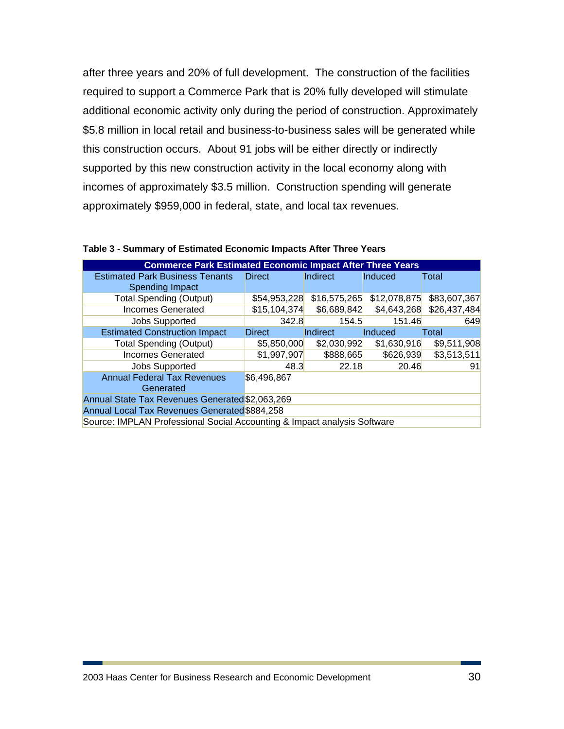after three years and 20% of full development. The construction of the facilities required to support a Commerce Park that is 20% fully developed will stimulate additional economic activity only during the period of construction. Approximately $5.8 million in local retail and business-to-business sales will be generated while this construction occurs. About 91 jobs will be either directly or indirectly supported by this new construction activity in the local economy along with incomes of approximately $3.5 million. Construction spending will generate approximately $959,000 in federal, state, and local tax revenues.

**Table 3 - Summary of Estimated Economic Impacts After Three Years**

| Commerce Park Estimated Economic Impact After Three Years | | | | |
|---|---|---|---|---|
| Estimated Park Business Tenants Spending Impact | Direct | Indirect | Induced | Total |
| Total Spending (Output) | $54,953,228 | $16,575,265 | $12,078,875 | $83,607,367 |
| Incomes Generated | $15,104,374 | $6,689,842 | $4,643,268 | $26,437,484 |
| Jobs Supported | 342.8 | 154.5 | 151.46 | 649 |
| Estimated Construction Impact | Direct | Indirect | Induced | Total |
| Total Spending (Output) | $5,850,000 | $2,030,992 | $1,630,916 | $9,511,908 |
| Incomes Generated | $1,997,907 | $888,665 | $626,939 | $3,513,511 |
| Jobs Supported | 48.3 | 22.18 | 20.46 | 91 |
| Annual Federal Tax Revenues Generated | $6,496,867 | | | |
| Annual State Tax Revenues Generated | $2,063,269 | | | |
| Annual Local Tax Revenues Generated | $884,258 | | | |
| Source: IMPLAN Professional Social Accounting & Impact analysis Software | | | | |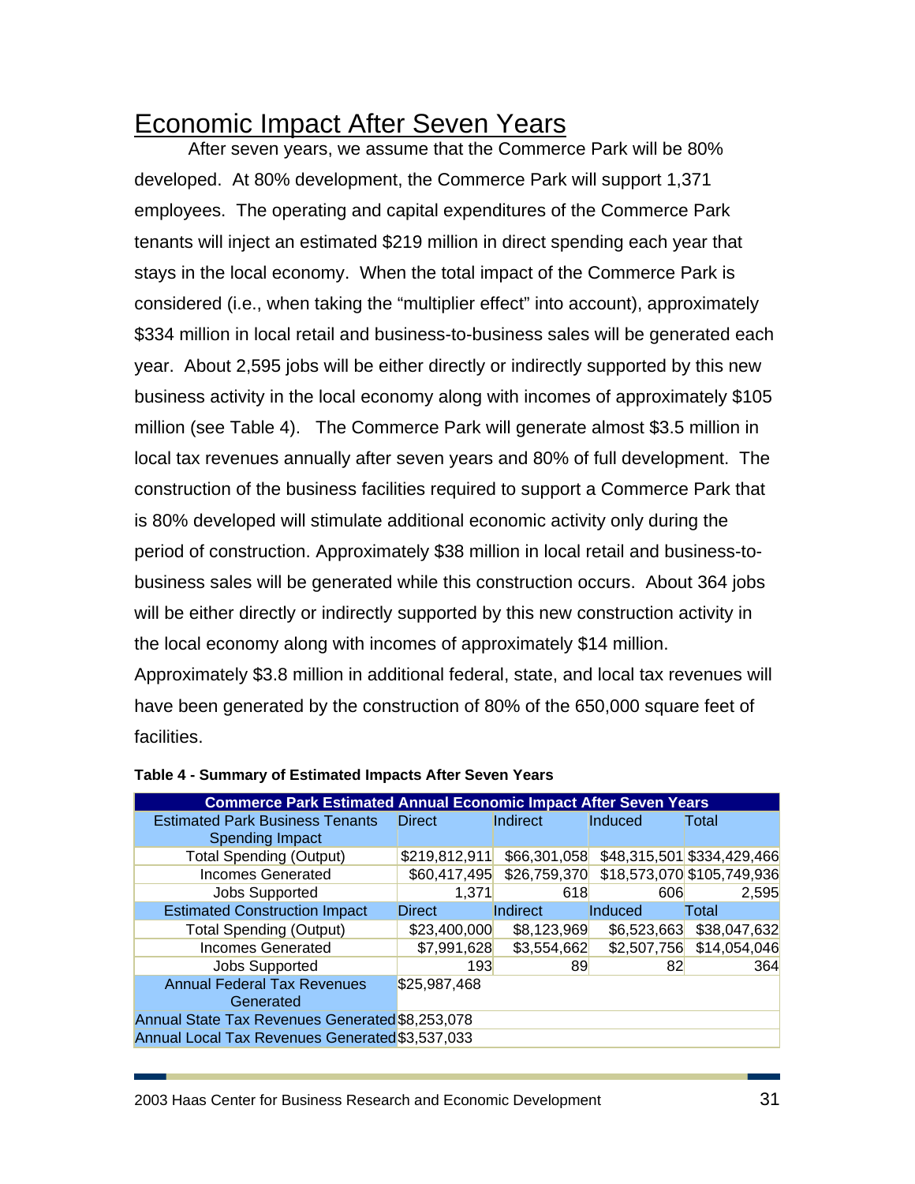## Economic Impact After Seven Years

After seven years, we assume that the Commerce Park will be 80% developed. At 80% development, the Commerce Park will support 1,371 employees. The operating and capital expenditures of the Commerce Park tenants will inject an estimated $219 million in direct spending each year that stays in the local economy. When the total impact of the Commerce Park is considered (i.e., when taking the "multiplier effect" into account), approximately $334 million in local retail and business-to-business sales will be generated each year. About 2,595 jobs will be either directly or indirectly supported by this new business activity in the local economy along with incomes of approximately $105 million (see Table 4). The Commerce Park will generate almost $3.5 million in local tax revenues annually after seven years and 80% of full development. The construction of the business facilities required to support a Commerce Park that is 80% developed will stimulate additional economic activity only during the period of construction. Approximately $38 million in local retail and business-to-business sales will be generated while this construction occurs. About 364 jobs will be either directly or indirectly supported by this new construction activity in the local economy along with incomes of approximately $14 million. Approximately $3.8 million in additional federal, state, and local tax revenues will have been generated by the construction of 80% of the 650,000 square feet of facilities.

**Table 4 - Summary of Estimated Impacts After Seven Years**

| Commerce Park Estimated Annual Economic Impact After Seven Years | | | | |
|---|---|---|---|---|
| Estimated Park Business Tenants Spending Impact | Direct | Indirect | Induced | Total |
| Total Spending (Output) | $219,812,911 | $66,301,058 | $48,315,501 | $334,429,466 |
| Incomes Generated | $60,417,495 | $26,759,370 | $18,573,070 | $105,749,936 |
| Jobs Supported | 1,371 | 618 | 606 | 2,595 |
| Estimated Construction Impact | Direct | Indirect | Induced | Total |
| Total Spending (Output) | $23,400,000 | $8,123,969 | $6,523,663 | $38,047,632 |
| Incomes Generated | $7,991,628 | $3,554,662 | $2,507,756 | $14,054,046 |
| Jobs Supported | 193 | 89 | 82 | 364 |
| Annual Federal Tax Revenues Generated | $25,987,468 | | | |
| Annual State Tax Revenues Generated | $8,253,078 | | | |
| Annual Local Tax Revenues Generated | $3,537,033 | | | |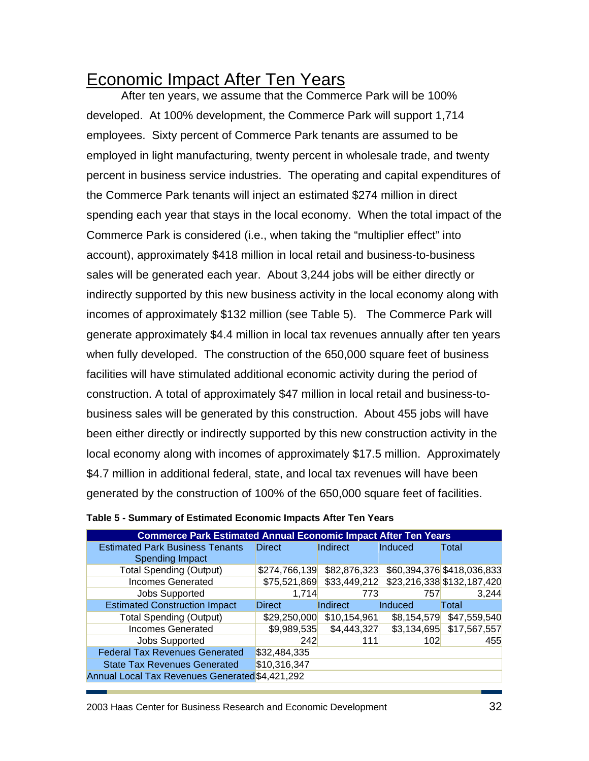## Economic Impact After Ten Years

After ten years, we assume that the Commerce Park will be 100% developed. At 100% development, the Commerce Park will support 1,714 employees. Sixty percent of Commerce Park tenants are assumed to be employed in light manufacturing, twenty percent in wholesale trade, and twenty percent in business service industries. The operating and capital expenditures of the Commerce Park tenants will inject an estimated $274 million in direct spending each year that stays in the local economy. When the total impact of the Commerce Park is considered (i.e., when taking the "multiplier effect" into account), approximately $418 million in local retail and business-to-business sales will be generated each year. About 3,244 jobs will be either directly or indirectly supported by this new business activity in the local economy along with incomes of approximately $132 million (see Table 5). The Commerce Park will generate approximately $4.4 million in local tax revenues annually after ten years when fully developed. The construction of the 650,000 square feet of business facilities will have stimulated additional economic activity during the period of construction. A total of approximately $47 million in local retail and business-to-business sales will be generated by this construction. About 455 jobs will have been either directly or indirectly supported by this new construction activity in the local economy along with incomes of approximately $17.5 million. Approximately $4.7 million in additional federal, state, and local tax revenues will have been generated by the construction of 100% of the 650,000 square feet of facilities.

**Table 5 - Summary of Estimated Economic Impacts After Ten Years**

| Commerce Park Estimated Annual Economic Impact After Ten Years | | | | |
|---|---|---|---|---|
| Estimated Park Business Tenants Spending Impact | Direct | Indirect | Induced | Total |
| Total Spending (Output) | $274,766,139 | $82,876,323 | $60,394,376 | $418,036,833 |
| Incomes Generated | $75,521,869 | $33,449,212 | $23,216,338 | $132,187,420 |
| Jobs Supported | 1,714 | 773 | 757 | 3,244 |
| Estimated Construction Impact | Direct | Indirect | Induced | Total |
| Total Spending (Output) | $29,250,000 | $10,154,961 | $8,154,579 | $47,559,540 |
| Incomes Generated | $9,989,535 | $4,443,327 | $3,134,695 | $17,567,557 |
| Jobs Supported | 242 | 111 | 102 | 455 |
| Federal Tax Revenues Generated | $32,484,335 | | | |
| State Tax Revenues Generated | $10,316,347 | | | |
| Annual Local Tax Revenues Generated | $4,421,292 | | | |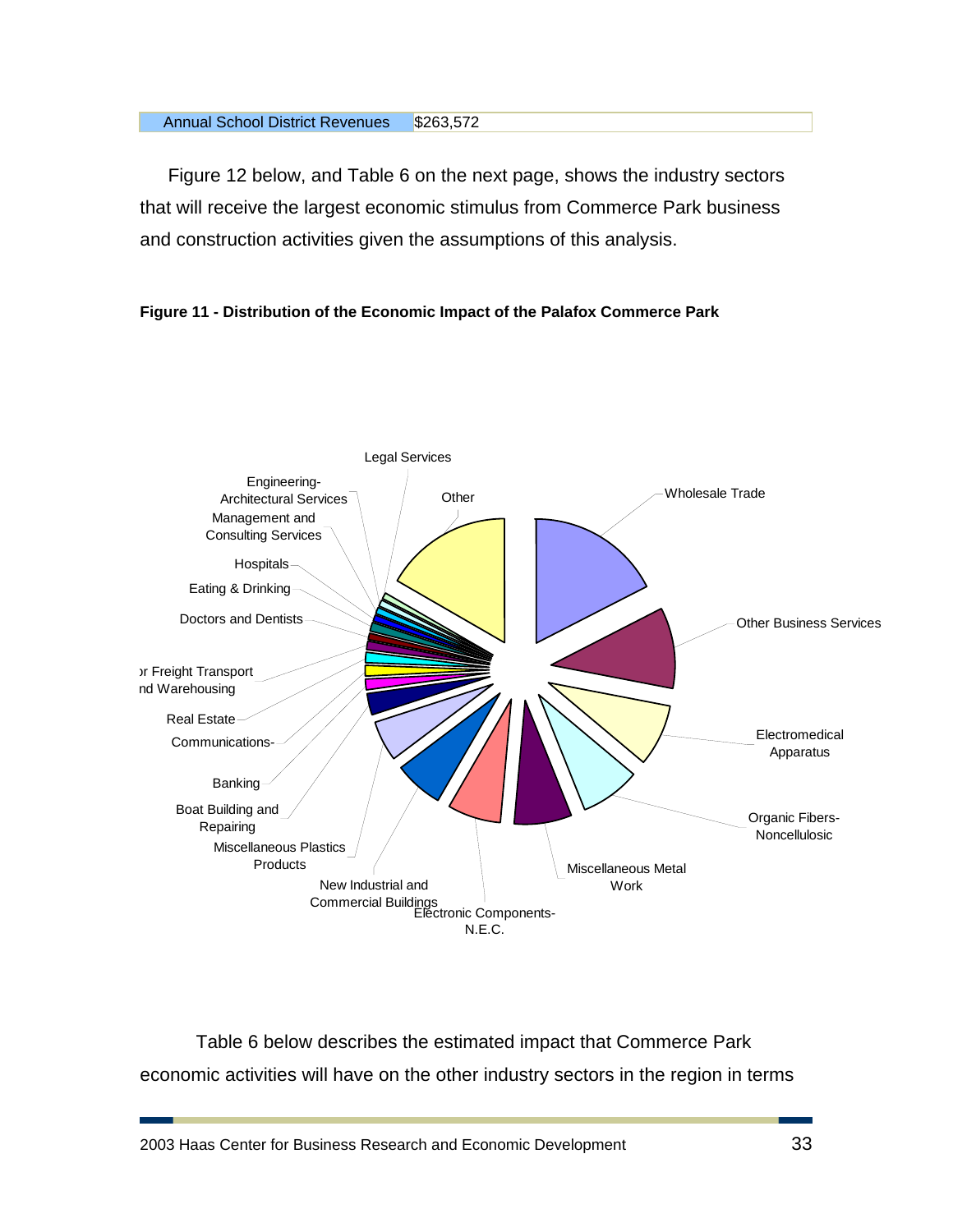| Annual School District Revenues | $263,572 |
|---|---|

Figure 12 below, and Table 6 on the next page, shows the industry sectors that will receive the largest economic stimulus from Commerce Park business and construction activities given the assumptions of this analysis.

**Figure 11 - Distribution of the Economic Impact of the Palafox Commerce Park**

Legal Services
Engineering-Architectural Services
Other
Wholesale Trade
Management and Consulting Services
Hospitals
Eating & Drinking
Doctors and Dentists
Other Business Services
Motor Freight Transport and Warehousing
Real Estate
Communications-
Electromedical Apparatus
Banking
Boat Building and Repairing
Organic Fibers-Noncellulosic
Miscellaneous Plastics Products
Miscellaneous Metal Work
New Industrial and Commercial Buildings
Electronic Components-N.E.C.

Table 6 below describes the estimated impact that Commerce Park economic activities will have on the other industry sectors in the region in terms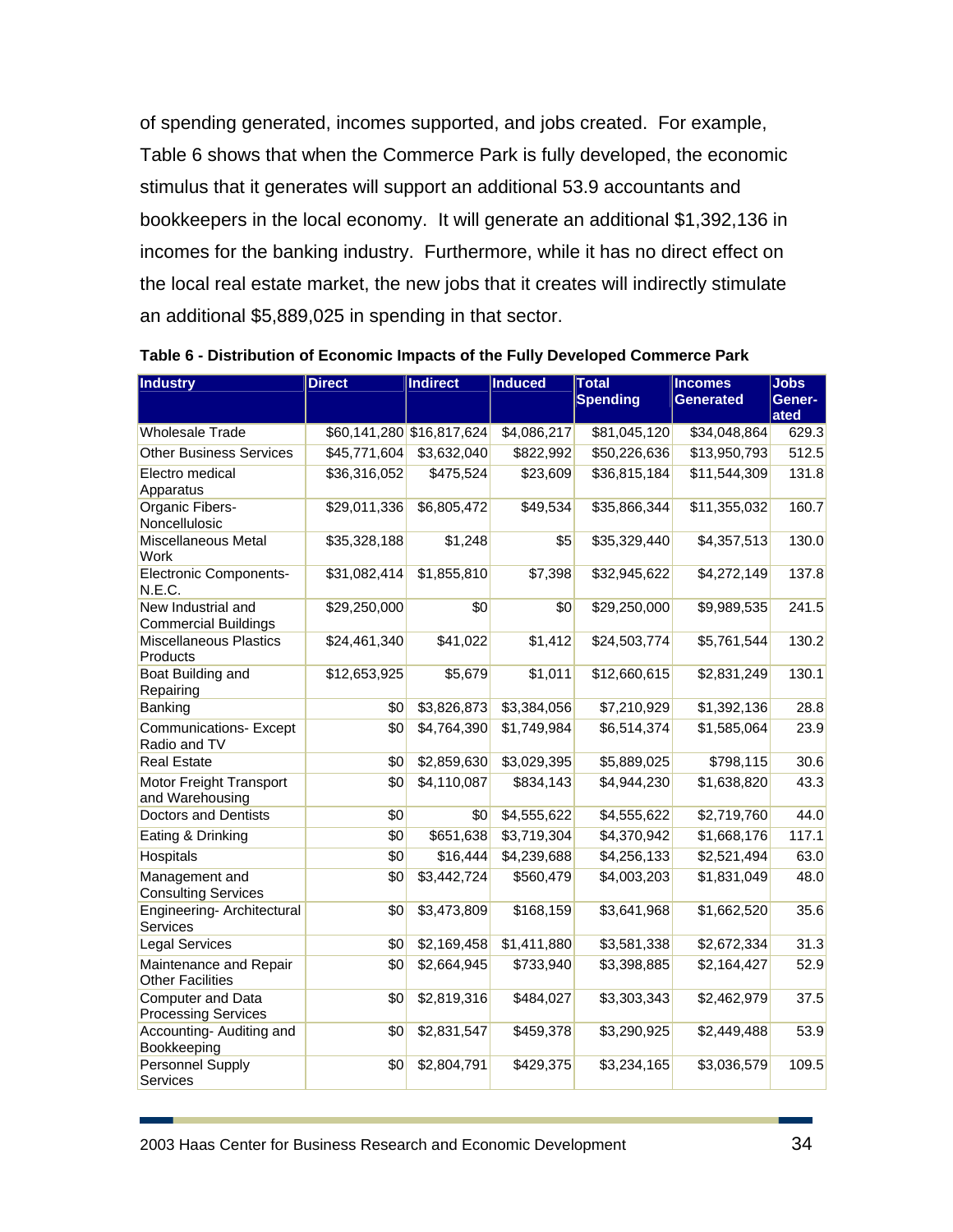of spending generated, incomes supported, and jobs created. For example, Table 6 shows that when the Commerce Park is fully developed, the economic stimulus that it generates will support an additional 53.9 accountants and bookkeepers in the local economy. It will generate an additional $1,392,136 in incomes for the banking industry. Furthermore, while it has no direct effect on the local real estate market, the new jobs that it creates will indirectly stimulate an additional $5,889,025 in spending in that sector.

**Table 6 - Distribution of Economic Impacts of the Fully Developed Commerce Park**

| Industry | Direct | Indirect | Induced | Total Spending | Incomes Generated | Jobs Generated |
|---|---|---|---|---|---|---|
| Wholesale Trade | $60,141,280 | $16,817,624 | $4,086,217 | $81,045,120 | $34,048,864 | 629.3 |
| Other Business Services | $45,771,604 | $3,632,040 | $822,992 | $50,226,636 | $13,950,793 | 512.5 |
| Electro medical Apparatus | $36,316,052 | $475,524 | $23,609 | $36,815,184 | $11,544,309 | 131.8 |
| Organic Fibers-Noncellulosic | $29,011,336 | $6,805,472 | $49,534 | $35,866,344 | $11,355,032 | 160.7 |
| Miscellaneous Metal Work | $35,328,188 | $1,248 | $5 | $35,329,440 | $4,357,513 | 130.0 |
| Electronic Components-N.E.C. | $31,082,414 | $1,855,810 | $7,398 | $32,945,622 | $4,272,149 | 137.8 |
| New Industrial and Commercial Buildings | $29,250,000 | $0 | $0 | $29,250,000 | $9,989,535 | 241.5 |
| Miscellaneous Plastics Products | $24,461,340 | $41,022 | $1,412 | $24,503,774 | $5,761,544 | 130.2 |
| Boat Building and Repairing | $12,653,925 | $5,679 | $1,011 | $12,660,615 | $2,831,249 | 130.1 |
| Banking | $0 | $3,826,873 | $3,384,056 | $7,210,929 | $1,392,136 | 28.8 |
| Communications- Except Radio and TV | $0 | $4,764,390 | $1,749,984 | $6,514,374 | $1,585,064 | 23.9 |
| Real Estate | $0 | $2,859,630 | $3,029,395 | $5,889,025 | $798,115 | 30.6 |
| Motor Freight Transport and Warehousing | $0 | $4,110,087 | $834,143 | $4,944,230 | $1,638,820 | 43.3 |
| Doctors and Dentists | $0 | $0 | $4,555,622 | $4,555,622 | $2,719,760 | 44.0 |
| Eating & Drinking | $0 | $651,638 | $3,719,304 | $4,370,942 | $1,668,176 | 117.1 |
| Hospitals | $0 | $16,444 | $4,239,688 | $4,256,133 | $2,521,494 | 63.0 |
| Management and Consulting Services | $0 | $3,442,724 | $560,479 | $4,003,203 | $1,831,049 | 48.0 |
| Engineering- Architectural Services | $0 | $3,473,809 | $168,159 | $3,641,968 | $1,662,520 | 35.6 |
| Legal Services | $0 | $2,169,458 | $1,411,880 | $3,581,338 | $2,672,334 | 31.3 |
| Maintenance and Repair Other Facilities | $0 | $2,664,945 | $733,940 | $3,398,885 | $2,164,427 | 52.9 |
| Computer and Data Processing Services | $0 | $2,819,316 | $484,027 | $3,303,343 | $2,462,979 | 37.5 |
| Accounting- Auditing and Bookkeeping | $0 | $2,831,547 | $459,378 | $3,290,925 | $2,449,488 | 53.9 |
| Personnel Supply Services | $0 | $2,804,791 | $429,375 | $3,234,165 | $3,036,579 | 109.5 |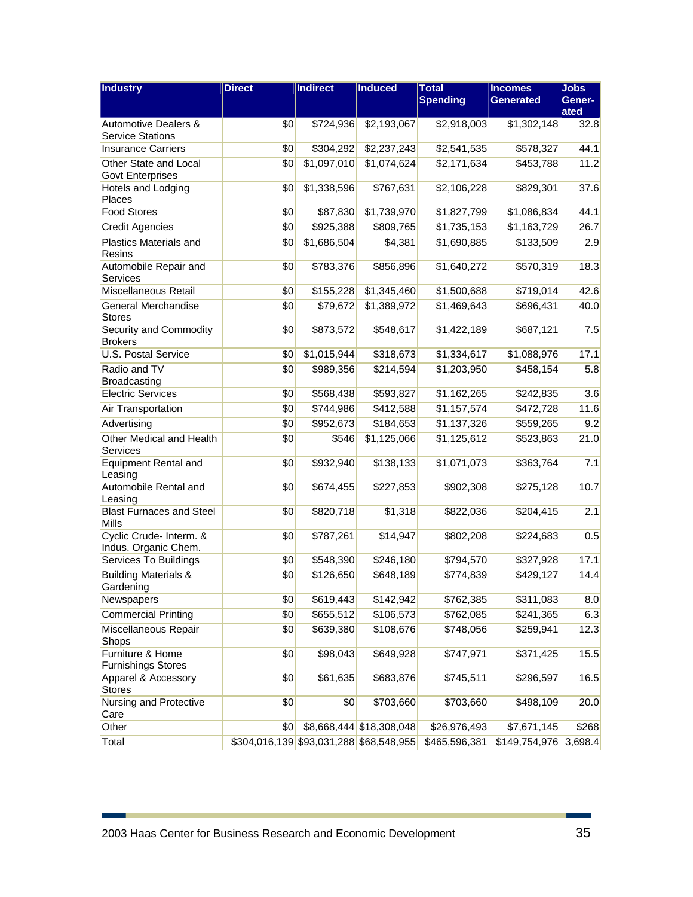| Industry | Direct | Indirect | Induced | Total Spending | Incomes Generated | Jobs Generated |
|---|---|---|---|---|---|---|
| Automotive Dealers & Service Stations | $0 | $724,936 | $2,193,067 | $2,918,003 | $1,302,148 | 32.8 |
| Insurance Carriers | $0 | $304,292 | $2,237,243 | $2,541,535 | $578,327 | 44.1 |
| Other State and Local Govt Enterprises | $0 | $1,097,010 | $1,074,624 | $2,171,634 | $453,788 | 11.2 |
| Hotels and Lodging Places | $0 | $1,338,596 | $767,631 | $2,106,228 | $829,301 | 37.6 |
| Food Stores | $0 | $87,830 | $1,739,970 | $1,827,799 | $1,086,834 | 44.1 |
| Credit Agencies | $0 | $925,388 | $809,765 | $1,735,153 | $1,163,729 | 26.7 |
| Plastics Materials and Resins | $0 | $1,686,504 | $4,381 | $1,690,885 | $133,509 | 2.9 |
| Automobile Repair and Services | $0 | $783,376 | $856,896 | $1,640,272 | $570,319 | 18.3 |
| Miscellaneous Retail | $0 | $155,228 | $1,345,460 | $1,500,688 | $719,014 | 42.6 |
| General Merchandise Stores | $0 | $79,672 | $1,389,972 | $1,469,643 | $696,431 | 40.0 |
| Security and Commodity Brokers | $0 | $873,572 | $548,617 | $1,422,189 | $687,121 | 7.5 |
| U.S. Postal Service | $0 | $1,015,944 | $318,673 | $1,334,617 | $1,088,976 | 17.1 |
| Radio and TV Broadcasting | $0 | $989,356 | $214,594 | $1,203,950 | $458,154 | 5.8 |
| Electric Services | $0 | $568,438 | $593,827 | $1,162,265 | $242,835 | 3.6 |
| Air Transportation | $0 | $744,986 | $412,588 | $1,157,574 | $472,728 | 11.6 |
| Advertising | $0 | $952,673 | $184,653 | $1,137,326 | $559,265 | 9.2 |
| Other Medical and Health Services | $0 | $546 | $1,125,066 | $1,125,612 | $523,863 | 21.0 |
| Equipment Rental and Leasing | $0 | $932,940 | $138,133 | $1,071,073 | $363,764 | 7.1 |
| Automobile Rental and Leasing | $0 | $674,455 | $227,853 | $902,308 | $275,128 | 10.7 |
| Blast Furnaces and Steel Mills | $0 | $820,718 | $1,318 | $822,036 | $204,415 | 2.1 |
| Cyclic Crude- Interm. & Indus. Organic Chem. | $0 | $787,261 | $14,947 | $802,208 | $224,683 | 0.5 |
| Services To Buildings | $0 | $548,390 | $246,180 | $794,570 | $327,928 | 17.1 |
| Building Materials & Gardening | $0 | $126,650 | $648,189 | $774,839 | $429,127 | 14.4 |
| Newspapers | $0 | $619,443 | $142,942 | $762,385 | $311,083 | 8.0 |
| Commercial Printing | $0 | $655,512 | $106,573 | $762,085 | $241,365 | 6.3 |
| Miscellaneous Repair Shops | $0 | $639,380 | $108,676 | $748,056 | $259,941 | 12.3 |
| Furniture & Home Furnishings Stores | $0 | $98,043 | $649,928 | $747,971 | $371,425 | 15.5 |
| Apparel & Accessory Stores | $0 | $61,635 | $683,876 | $745,511 | $296,597 | 16.5 |
| Nursing and Protective Care | $0 | $0 | $703,660 | $703,660 | $498,109 | 20.0 |
| Other | $0 | $8,668,444 | $18,308,048 | $26,976,493 | $7,671,145 | $268 |
| Total | $304,016,139 | $93,031,288 | $68,548,955 | $465,596,381 | $149,754,976 | 3,698.4 |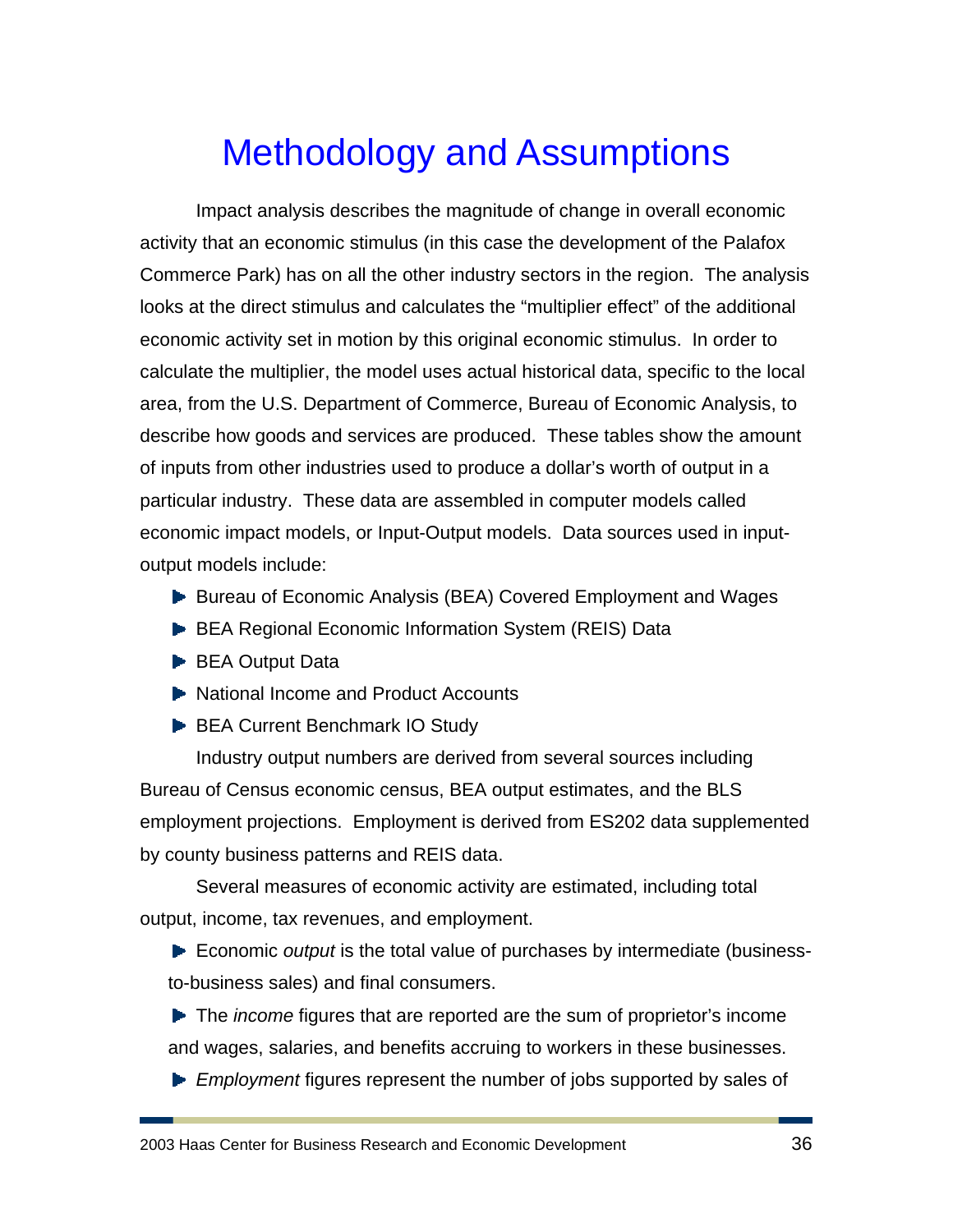# Methodology and Assumptions

Impact analysis describes the magnitude of change in overall economic activity that an economic stimulus (in this case the development of the Palafox Commerce Park) has on all the other industry sectors in the region. The analysis looks at the direct stimulus and calculates the "multiplier effect" of the additional economic activity set in motion by this original economic stimulus. In order to calculate the multiplier, the model uses actual historical data, specific to the local area, from the U.S. Department of Commerce, Bureau of Economic Analysis, to describe how goods and services are produced. These tables show the amount of inputs from other industries used to produce a dollar's worth of output in a particular industry. These data are assembled in computer models called economic impact models, or Input-Output models. Data sources used in input-output models include:

- Bureau of Economic Analysis (BEA) Covered Employment and Wages
- BEA Regional Economic Information System (REIS) Data
- BEA Output Data
- National Income and Product Accounts
- BEA Current Benchmark IO Study

Industry output numbers are derived from several sources including Bureau of Census economic census, BEA output estimates, and the BLS employment projections. Employment is derived from ES202 data supplemented by county business patterns and REIS data.

Several measures of economic activity are estimated, including total output, income, tax revenues, and employment.

- Economic *output* is the total value of purchases by intermediate (business-to-business sales) and final consumers.
- The *income* figures that are reported are the sum of proprietor's income and wages, salaries, and benefits accruing to workers in these businesses.
- *Employment* figures represent the number of jobs supported by sales of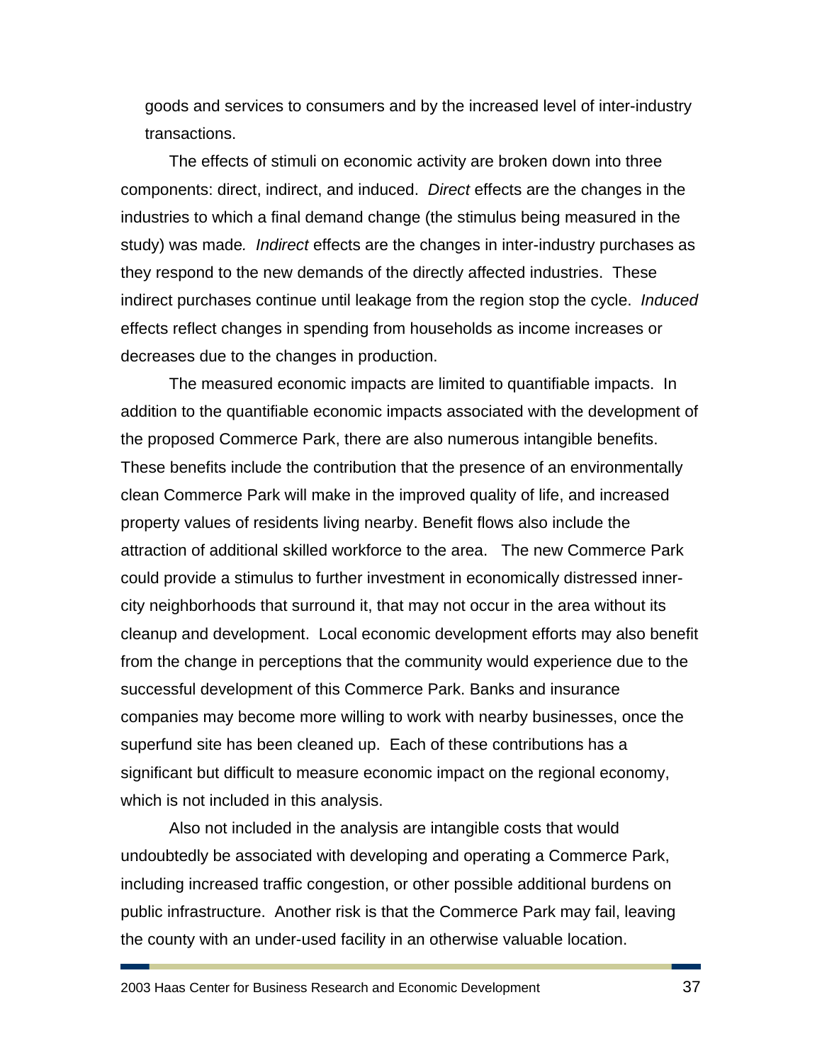goods and services to consumers and by the increased level of inter-industry transactions.

The effects of stimuli on economic activity are broken down into three components: direct, indirect, and induced. *Direct* effects are the changes in the industries to which a final demand change (the stimulus being measured in the study) was made. *Indirect* effects are the changes in inter-industry purchases as they respond to the new demands of the directly affected industries. These indirect purchases continue until leakage from the region stop the cycle. *Induced* effects reflect changes in spending from households as income increases or decreases due to the changes in production.

The measured economic impacts are limited to quantifiable impacts. In addition to the quantifiable economic impacts associated with the development of the proposed Commerce Park, there are also numerous intangible benefits. These benefits include the contribution that the presence of an environmentally clean Commerce Park will make in the improved quality of life, and increased property values of residents living nearby. Benefit flows also include the attraction of additional skilled workforce to the area. The new Commerce Park could provide a stimulus to further investment in economically distressed inner-city neighborhoods that surround it, that may not occur in the area without its cleanup and development. Local economic development efforts may also benefit from the change in perceptions that the community would experience due to the successful development of this Commerce Park. Banks and insurance companies may become more willing to work with nearby businesses, once the superfund site has been cleaned up. Each of these contributions has a significant but difficult to measure economic impact on the regional economy, which is not included in this analysis.

Also not included in the analysis are intangible costs that would undoubtedly be associated with developing and operating a Commerce Park, including increased traffic congestion, or other possible additional burdens on public infrastructure. Another risk is that the Commerce Park may fail, leaving the county with an under-used facility in an otherwise valuable location.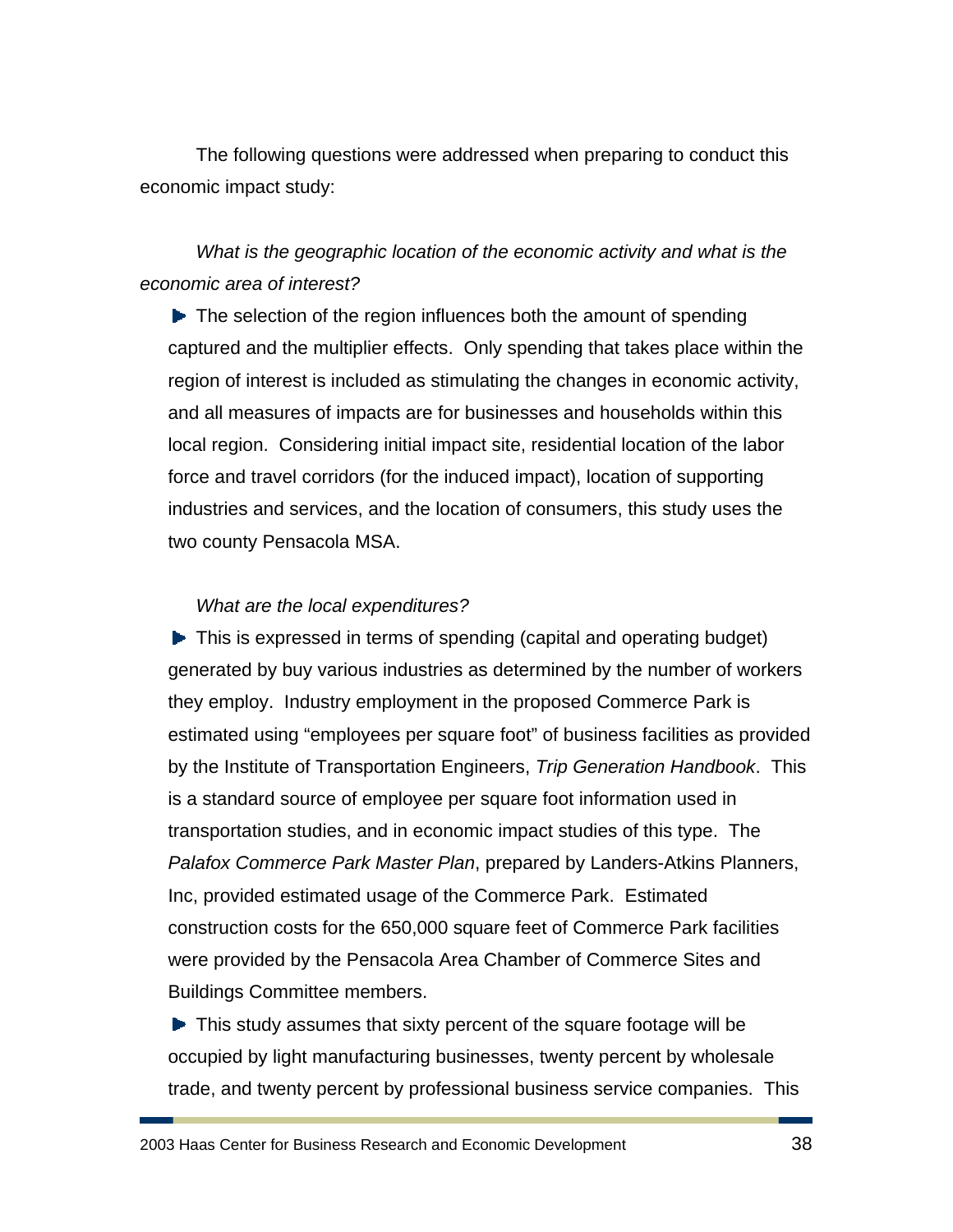The following questions were addressed when preparing to conduct this economic impact study:

*What is the geographic location of the economic activity and what is the economic area of interest?*

- The selection of the region influences both the amount of spending captured and the multiplier effects. Only spending that takes place within the region of interest is included as stimulating the changes in economic activity, and all measures of impacts are for businesses and households within this local region. Considering initial impact site, residential location of the labor force and travel corridors (for the induced impact), location of supporting industries and services, and the location of consumers, this study uses the two county Pensacola MSA.

*What are the local expenditures?*

- This is expressed in terms of spending (capital and operating budget) generated by buy various industries as determined by the number of workers they employ. Industry employment in the proposed Commerce Park is estimated using "employees per square foot" of business facilities as provided by the Institute of Transportation Engineers, *Trip Generation Handbook*. This is a standard source of employee per square foot information used in transportation studies, and in economic impact studies of this type. The *Palafox Commerce Park Master Plan*, prepared by Landers-Atkins Planners, Inc, provided estimated usage of the Commerce Park. Estimated construction costs for the 650,000 square feet of Commerce Park facilities were provided by the Pensacola Area Chamber of Commerce Sites and Buildings Committee members.
- This study assumes that sixty percent of the square footage will be occupied by light manufacturing businesses, twenty percent by wholesale trade, and twenty percent by professional business service companies. This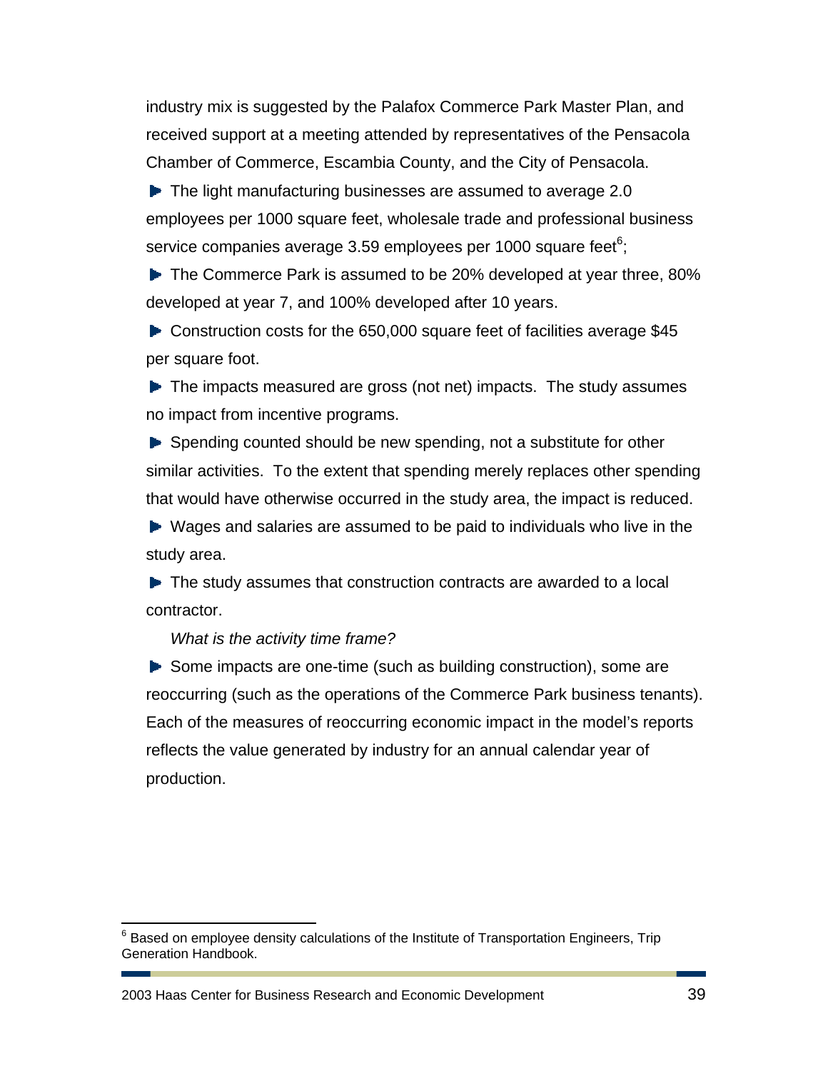industry mix is suggested by the Palafox Commerce Park Master Plan, and received support at a meeting attended by representatives of the Pensacola Chamber of Commerce, Escambia County, and the City of Pensacola.

- The light manufacturing businesses are assumed to average 2.0 employees per 1000 square feet, wholesale trade and professional business service companies average 3.59 employees per 1000 square feet[6];
- The Commerce Park is assumed to be 20% developed at year three, 80% developed at year 7, and 100% developed after 10 years.
- Construction costs for the 650,000 square feet of facilities average $45 per square foot.
- The impacts measured are gross (not net) impacts. The study assumes no impact from incentive programs.
- Spending counted should be new spending, not a substitute for other similar activities. To the extent that spending merely replaces other spending that would have otherwise occurred in the study area, the impact is reduced.
- Wages and salaries are assumed to be paid to individuals who live in the study area.
- The study assumes that construction contracts are awarded to a local contractor.

*What is the activity time frame?*

- Some impacts are one-time (such as building construction), some are reoccurring (such as the operations of the Commerce Park business tenants). Each of the measures of reoccurring economic impact in the model's reports reflects the value generated by industry for an annual calendar year of production.

---

[6] Based on employee density calculations of the Institute of Transportation Engineers, Trip Generation Handbook.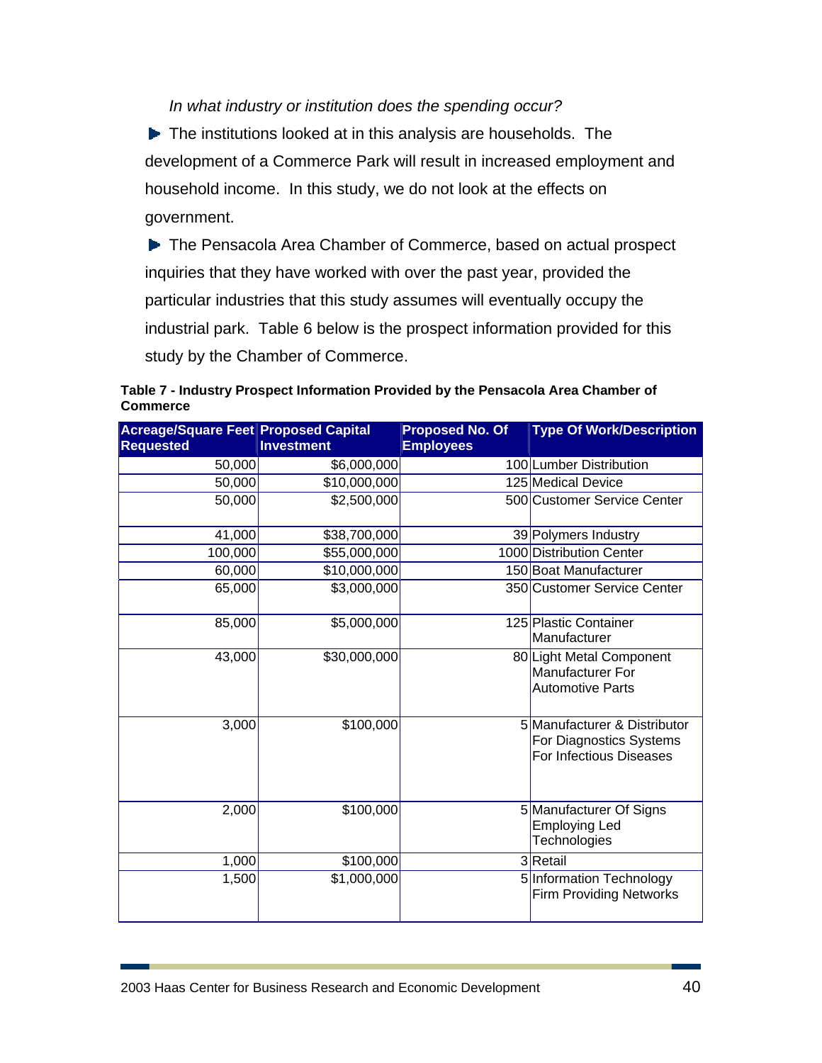*In what industry or institution does the spending occur?*

- The institutions looked at in this analysis are households. The development of a Commerce Park will result in increased employment and household income. In this study, we do not look at the effects on government.
- The Pensacola Area Chamber of Commerce, based on actual prospect inquiries that they have worked with over the past year, provided the particular industries that this study assumes will eventually occupy the industrial park. Table 6 below is the prospect information provided for this study by the Chamber of Commerce.

**Table 7 - Industry Prospect Information Provided by the Pensacola Area Chamber of Commerce**

| Acreage/Square Feet Requested | Proposed Capital Investment | Proposed No. Of Employees | Type Of Work/Description |
|---|---|---|---|
| 50,000 | $6,000,000 | 100 | Lumber Distribution |
| 50,000 | $10,000,000 | 125 | Medical Device |
| 50,000 | $2,500,000 | 500 | Customer Service Center |
| 41,000 | $38,700,000 | 39 | Polymers Industry |
| 100,000 | $55,000,000 | 1000 | Distribution Center |
| 60,000 | $10,000,000 | 150 | Boat Manufacturer |
| 65,000 | $3,000,000 | 350 | Customer Service Center |
| 85,000 | $5,000,000 | 125 | Plastic Container Manufacturer |
| 43,000 | $30,000,000 | 80 | Light Metal Component Manufacturer For Automotive Parts |
| 3,000 | $100,000 | 5 | Manufacturer & Distributor For Diagnostics Systems For Infectious Diseases |
| 2,000 | $100,000 | 5 | Manufacturer Of Signs Employing Led Technologies |
| 1,000 | $100,000 | 3 | Retail |
| 1,500 | $1,000,000 | 5 | Information Technology Firm Providing Networks |

2003 Haas Center for Business Research and Economic Development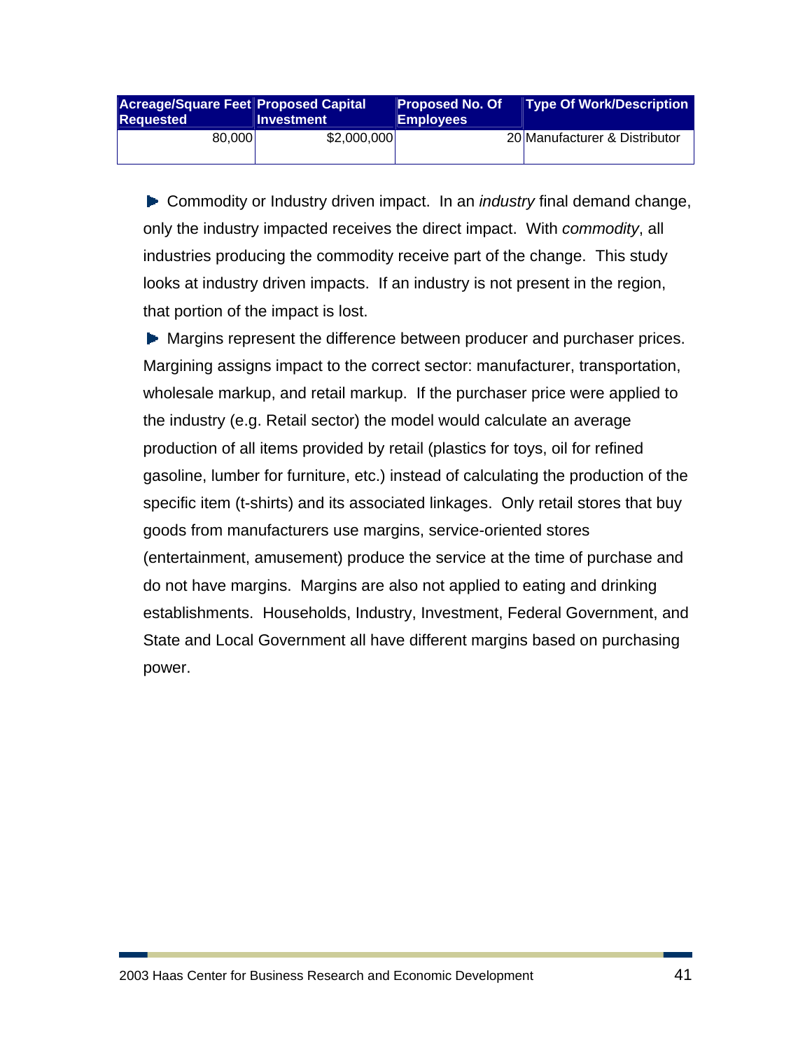| Acreage/Square Feet Requested | Proposed Capital Investment | Proposed No. Of Employees | Type Of Work/Description |
|---|---|---|---|
| 80,000 | $2,000,000 | 20 | Manufacturer & Distributor |

- Commodity or Industry driven impact. In an *industry* final demand change, only the industry impacted receives the direct impact. With *commodity*, all industries producing the commodity receive part of the change. This study looks at industry driven impacts. If an industry is not present in the region, that portion of the impact is lost.
- Margins represent the difference between producer and purchaser prices. Margining assigns impact to the correct sector: manufacturer, transportation, wholesale markup, and retail markup. If the purchaser price were applied to the industry (e.g. Retail sector) the model would calculate an average production of all items provided by retail (plastics for toys, oil for refined gasoline, lumber for furniture, etc.) instead of calculating the production of the specific item (t-shirts) and its associated linkages. Only retail stores that buy goods from manufacturers use margins, service-oriented stores (entertainment, amusement) produce the service at the time of purchase and do not have margins. Margins are also not applied to eating and drinking establishments. Households, Industry, Investment, Federal Government, and State and Local Government all have different margins based on purchasing power.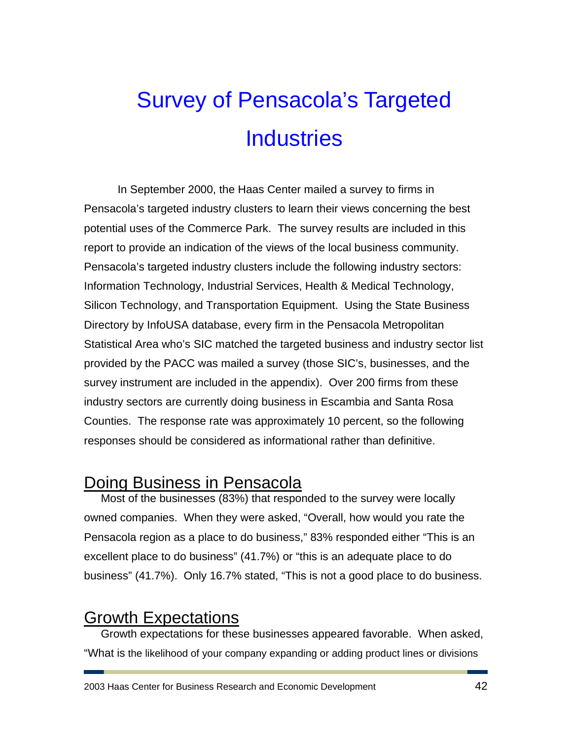# Survey of Pensacola's Targeted Industries

In September 2000, the Haas Center mailed a survey to firms in Pensacola's targeted industry clusters to learn their views concerning the best potential uses of the Commerce Park. The survey results are included in this report to provide an indication of the views of the local business community. Pensacola's targeted industry clusters include the following industry sectors: Information Technology, Industrial Services, Health & Medical Technology, Silicon Technology, and Transportation Equipment. Using the State Business Directory by InfoUSA database, every firm in the Pensacola Metropolitan Statistical Area who's SIC matched the targeted business and industry sector list provided by the PACC was mailed a survey (those SIC's, businesses, and the survey instrument are included in the appendix). Over 200 firms from these industry sectors are currently doing business in Escambia and Santa Rosa Counties. The response rate was approximately 10 percent, so the following responses should be considered as informational rather than definitive.

## Doing Business in Pensacola

Most of the businesses (83%) that responded to the survey were locally owned companies. When they were asked, "Overall, how would you rate the Pensacola region as a place to do business," 83% responded either "This is an excellent place to do business" (41.7%) or "this is an adequate place to do business" (41.7%). Only 16.7% stated, "This is not a good place to do business.

## Growth Expectations

Growth expectations for these businesses appeared favorable. When asked, "What is the likelihood of your company expanding or adding product lines or divisions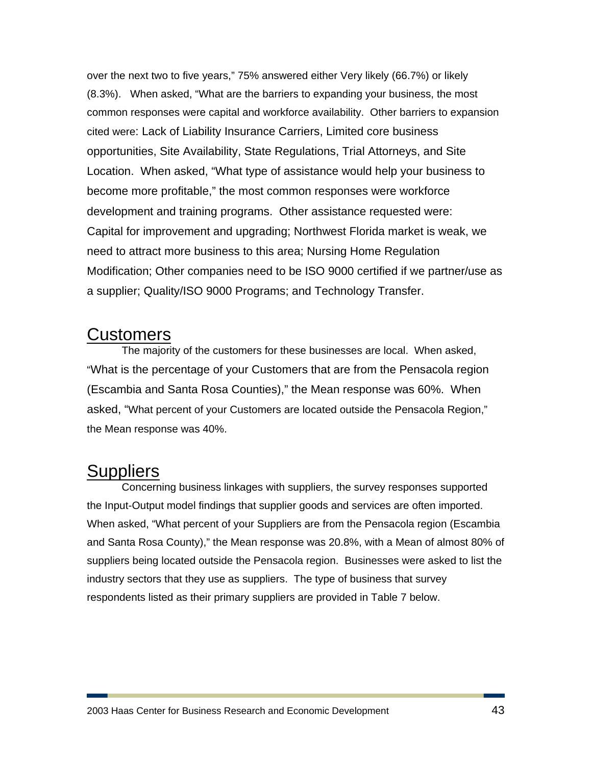over the next two to five years," 75% answered either Very likely (66.7%) or likely (8.3%). When asked, "What are the barriers to expanding your business, the most common responses were capital and workforce availability. Other barriers to expansion cited were: Lack of Liability Insurance Carriers, Limited core business opportunities, Site Availability, State Regulations, Trial Attorneys, and Site Location. When asked, "What type of assistance would help your business to become more profitable," the most common responses were workforce development and training programs. Other assistance requested were: Capital for improvement and upgrading; Northwest Florida market is weak, we need to attract more business to this area; Nursing Home Regulation Modification; Other companies need to be ISO 9000 certified if we partner/use as a supplier; Quality/ISO 9000 Programs; and Technology Transfer.

## Customers

The majority of the customers for these businesses are local. When asked, "What is the percentage of your Customers that are from the Pensacola region (Escambia and Santa Rosa Counties)," the Mean response was 60%. When asked, "What percent of your Customers are located outside the Pensacola Region," the Mean response was 40%.

## Suppliers

Concerning business linkages with suppliers, the survey responses supported the Input-Output model findings that supplier goods and services are often imported. When asked, "What percent of your Suppliers are from the Pensacola region (Escambia and Santa Rosa County)," the Mean response was 20.8%, with a Mean of almost 80% of suppliers being located outside the Pensacola region. Businesses were asked to list the industry sectors that they use as suppliers. The type of business that survey respondents listed as their primary suppliers are provided in Table 7 below.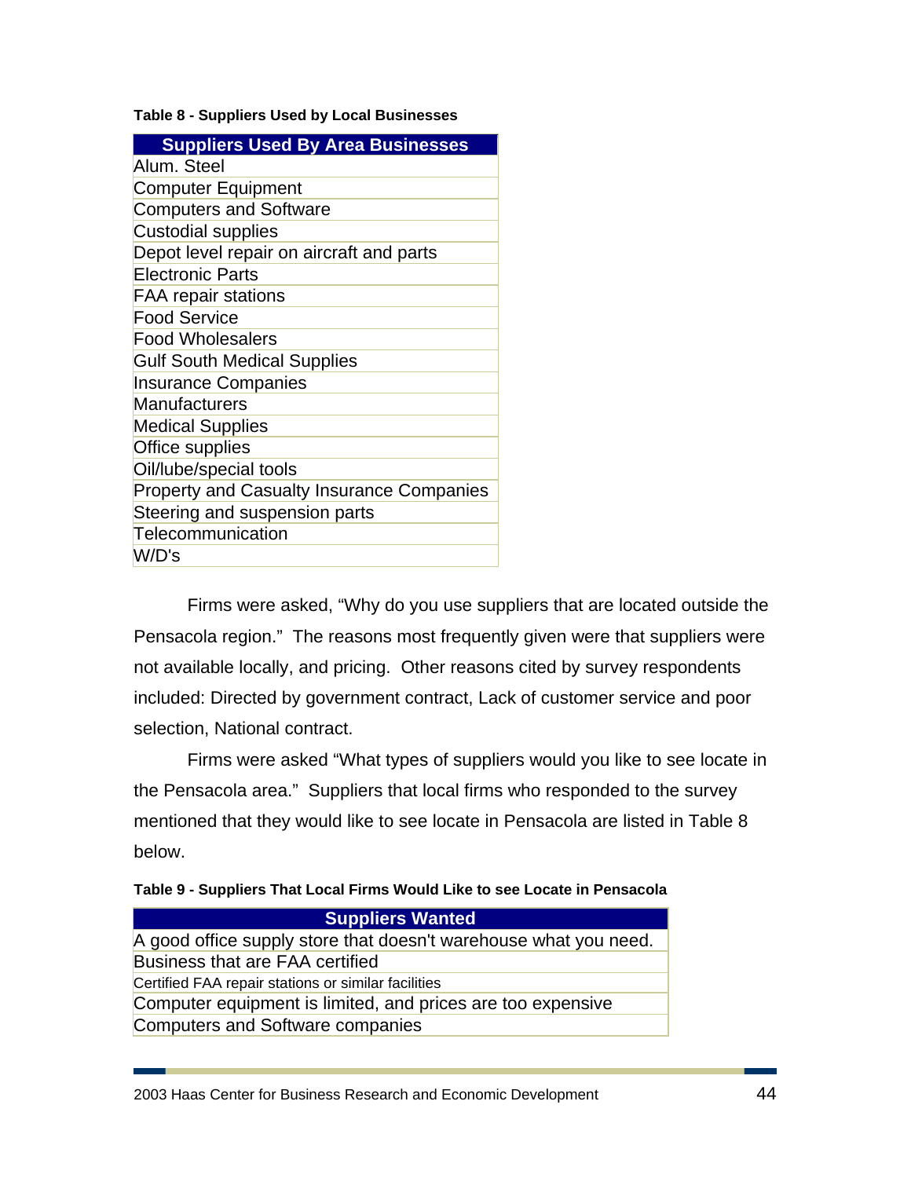**Table 8 - Suppliers Used by Local Businesses**

| Suppliers Used By Area Businesses |
|---|
| Alum. Steel |
| Computer Equipment |
| Computers and Software |
| Custodial supplies |
| Depot level repair on aircraft and parts |
| Electronic Parts |
| FAA repair stations |
| Food Service |
| Food Wholesalers |
| Gulf South Medical Supplies |
| Insurance Companies |
| Manufacturers |
| Medical Supplies |
| Office supplies |
| Oil/lube/special tools |
| Property and Casualty Insurance Companies |
| Steering and suspension parts |
| Telecommunication |
| W/D's |

Firms were asked, "Why do you use suppliers that are located outside the Pensacola region." The reasons most frequently given were that suppliers were not available locally, and pricing. Other reasons cited by survey respondents included: Directed by government contract, Lack of customer service and poor selection, National contract.

Firms were asked "What types of suppliers would you like to see locate in the Pensacola area." Suppliers that local firms who responded to the survey mentioned that they would like to see locate in Pensacola are listed in Table 8 below.

**Table 9 - Suppliers That Local Firms Would Like to see Locate in Pensacola**

| Suppliers Wanted |
|---|
| A good office supply store that doesn't warehouse what you need. |
| Business that are FAA certified |
| Certified FAA repair stations or similar facilities |
| Computer equipment is limited, and prices are too expensive |
| Computers and Software companies |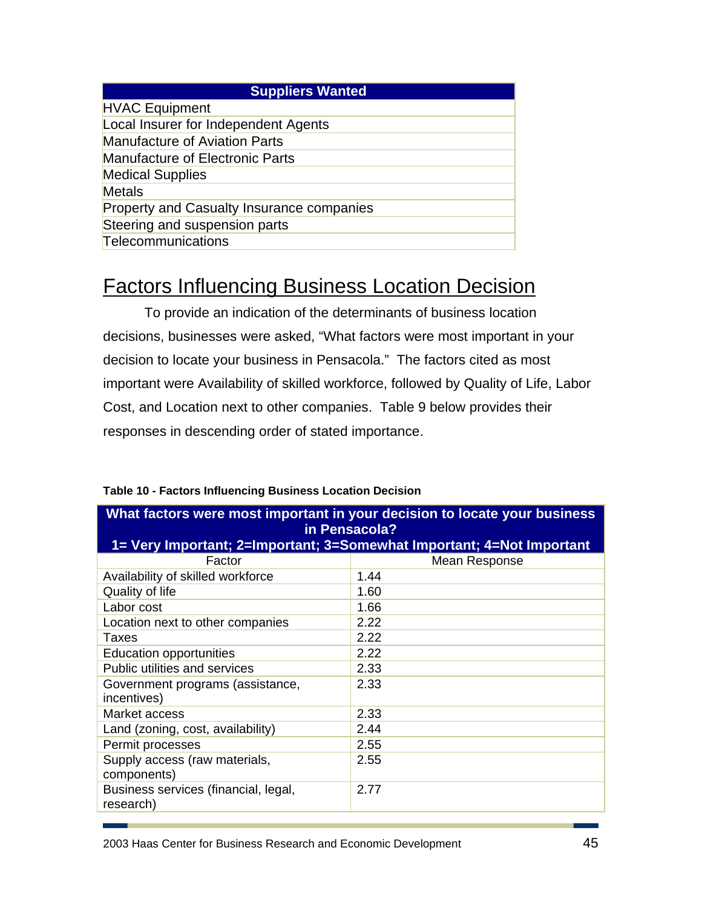| Suppliers Wanted |
|---|
| HVAC Equipment |
| Local Insurer for Independent Agents |
| Manufacture of Aviation Parts |
| Manufacture of Electronic Parts |
| Medical Supplies |
| Metals |
| Property and Casualty Insurance companies |
| Steering and suspension parts |
| Telecommunications |

## Factors Influencing Business Location Decision

To provide an indication of the determinants of business location decisions, businesses were asked, "What factors were most important in your decision to locate your business in Pensacola." The factors cited as most important were Availability of skilled workforce, followed by Quality of Life, Labor Cost, and Location next to other companies. Table 9 below provides their responses in descending order of stated importance.

**Table 10 - Factors Influencing Business Location Decision**

| What factors were most important in your decision to locate your business in Pensacola? 1= Very Important; 2=Important; 3=Somewhat Important; 4=Not Important | |
|---|---|
| Factor | Mean Response |
| Availability of skilled workforce | 1.44 |
| Quality of life | 1.60 |
| Labor cost | 1.66 |
| Location next to other companies | 2.22 |
| Taxes | 2.22 |
| Education opportunities | 2.22 |
| Public utilities and services | 2.33 |
| Government programs (assistance, incentives) | 2.33 |
| Market access | 2.33 |
| Land (zoning, cost, availability) | 2.44 |
| Permit processes | 2.55 |
| Supply access (raw materials, components) | 2.55 |
| Business services (financial, legal, research) | 2.77 |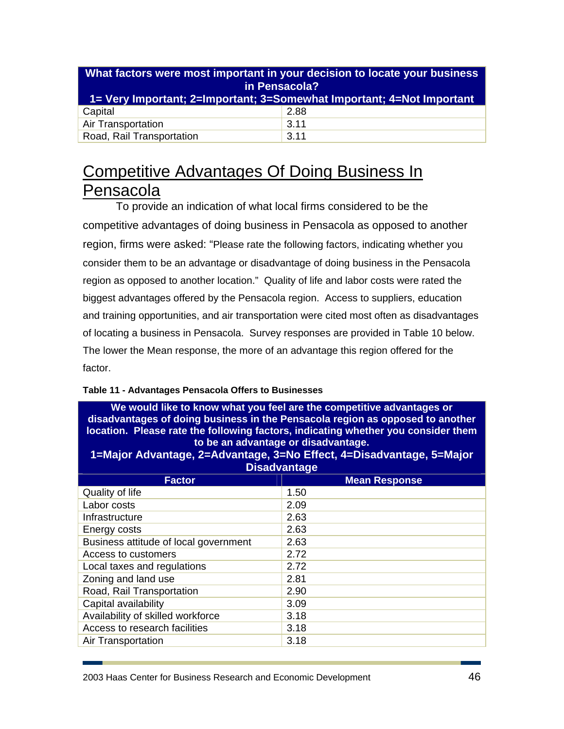| What factors were most important in your decision to locate your business in Pensacola? 1= Very Important; 2=Important; 3=Somewhat Important; 4=Not Important | |
|---|---|
| Capital | 2.88 |
| Air Transportation | 3.11 |
| Road, Rail Transportation | 3.11 |

## Competitive Advantages Of Doing Business In Pensacola

To provide an indication of what local firms considered to be the competitive advantages of doing business in Pensacola as opposed to another region, firms were asked: "Please rate the following factors, indicating whether you consider them to be an advantage or disadvantage of doing business in the Pensacola region as opposed to another location." Quality of life and labor costs were rated the biggest advantages offered by the Pensacola region. Access to suppliers, education and training opportunities, and air transportation were cited most often as disadvantages of locating a business in Pensacola. Survey responses are provided in Table 10 below. The lower the Mean response, the more of an advantage this region offered for the factor.

**Table 11 - Advantages Pensacola Offers to Businesses**

| We would like to know what you feel are the competitive advantages or disadvantages of doing business in the Pensacola region as opposed to another location. Please rate the following factors, indicating whether you consider them to be an advantage or disadvantage. 1=Major Advantage, 2=Advantage, 3=No Effect, 4=Disadvantage, 5=Major Disadvantage | |
|---|---|
| **Factor** | **Mean Response** |
| Quality of life | 1.50 |
| Labor costs | 2.09 |
| Infrastructure | 2.63 |
| Energy costs | 2.63 |
| Business attitude of local government | 2.63 |
| Access to customers | 2.72 |
| Local taxes and regulations | 2.72 |
| Zoning and land use | 2.81 |
| Road, Rail Transportation | 2.90 |
| Capital availability | 3.09 |
| Availability of skilled workforce | 3.18 |
| Access to research facilities | 3.18 |
| Air Transportation | 3.18 |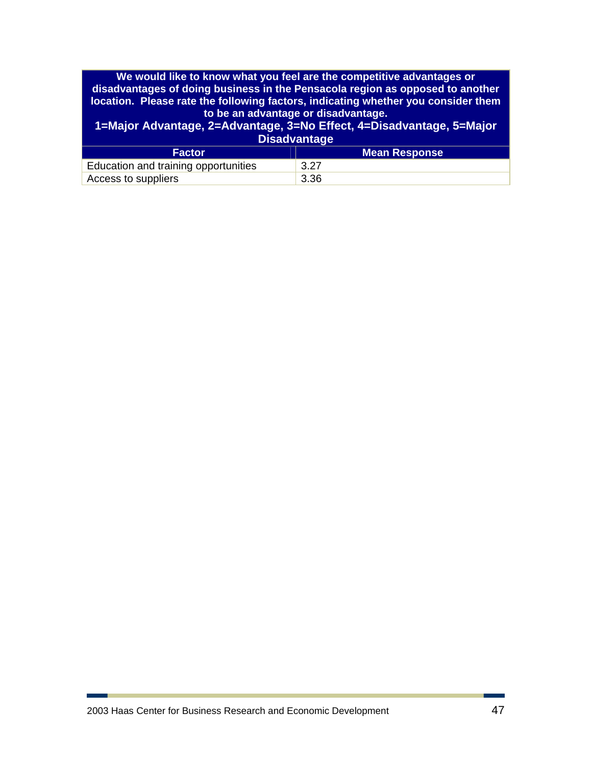| We would like to know what you feel are the competitive advantages or disadvantages of doing business in the Pensacola region as opposed to another location. Please rate the following factors, indicating whether you consider them to be an advantage or disadvantage. 1=Major Advantage, 2=Advantage, 3=No Effect, 4=Disadvantage, 5=Major Disadvantage | |
|---|---|
| **Factor** | **Mean Response** |
| Education and training opportunities | 3.27 |
| Access to suppliers | 3.36 |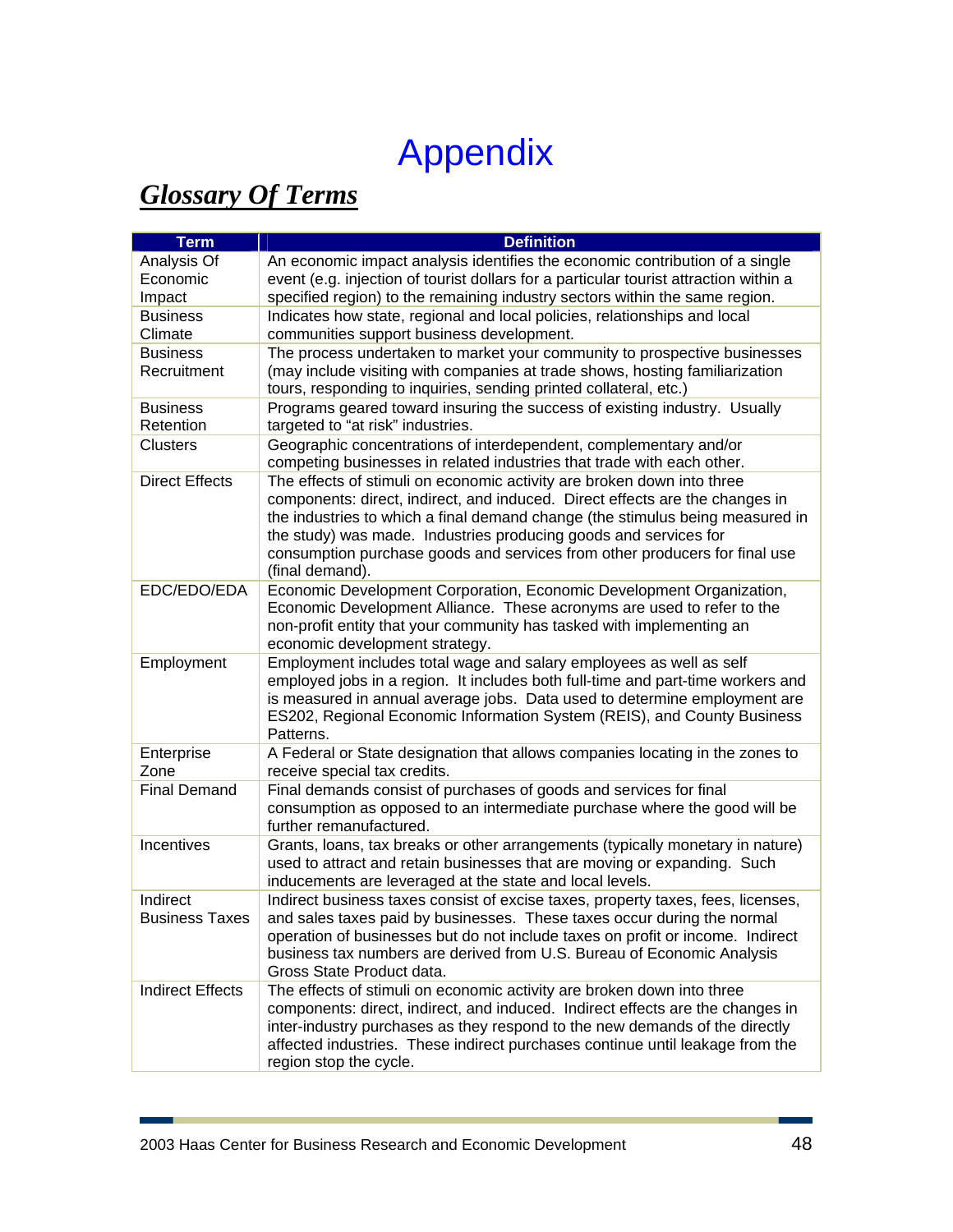# Appendix

## ***Glossary Of Terms***

| Term | Definition |
|---|---|
| Analysis Of Economic Impact | An economic impact analysis identifies the economic contribution of a single event (e.g. injection of tourist dollars for a particular tourist attraction within a specified region) to the remaining industry sectors within the same region. |
| Business Climate | Indicates how state, regional and local policies, relationships and local communities support business development. |
| Business Recruitment | The process undertaken to market your community to prospective businesses (may include visiting with companies at trade shows, hosting familiarization tours, responding to inquiries, sending printed collateral, etc.) |
| Business Retention | Programs geared toward insuring the success of existing industry. Usually targeted to "at risk" industries. |
| Clusters | Geographic concentrations of interdependent, complementary and/or competing businesses in related industries that trade with each other. |
| Direct Effects | The effects of stimuli on economic activity are broken down into three components: direct, indirect, and induced. Direct effects are the changes in the industries to which a final demand change (the stimulus being measured in the study) was made. Industries producing goods and services for consumption purchase goods and services from other producers for final use (final demand). |
| EDC/EDO/EDA | Economic Development Corporation, Economic Development Organization, Economic Development Alliance. These acronyms are used to refer to the non-profit entity that your community has tasked with implementing an economic development strategy. |
| Employment | Employment includes total wage and salary employees as well as self employed jobs in a region. It includes both full-time and part-time workers and is measured in annual average jobs. Data used to determine employment are ES202, Regional Economic Information System (REIS), and County Business Patterns. |
| Enterprise Zone | A Federal or State designation that allows companies locating in the zones to receive special tax credits. |
| Final Demand | Final demands consist of purchases of goods and services for final consumption as opposed to an intermediate purchase where the good will be further remanufactured. |
| Incentives | Grants, loans, tax breaks or other arrangements (typically monetary in nature) used to attract and retain businesses that are moving or expanding. Such inducements are leveraged at the state and local levels. |
| Indirect Business Taxes | Indirect business taxes consist of excise taxes, property taxes, fees, licenses, and sales taxes paid by businesses. These taxes occur during the normal operation of businesses but do not include taxes on profit or income. Indirect business tax numbers are derived from U.S. Bureau of Economic Analysis Gross State Product data. |
| Indirect Effects | The effects of stimuli on economic activity are broken down into three components: direct, indirect, and induced. Indirect effects are the changes in inter-industry purchases as they respond to the new demands of the directly affected industries. These indirect purchases continue until leakage from the region stop the cycle. |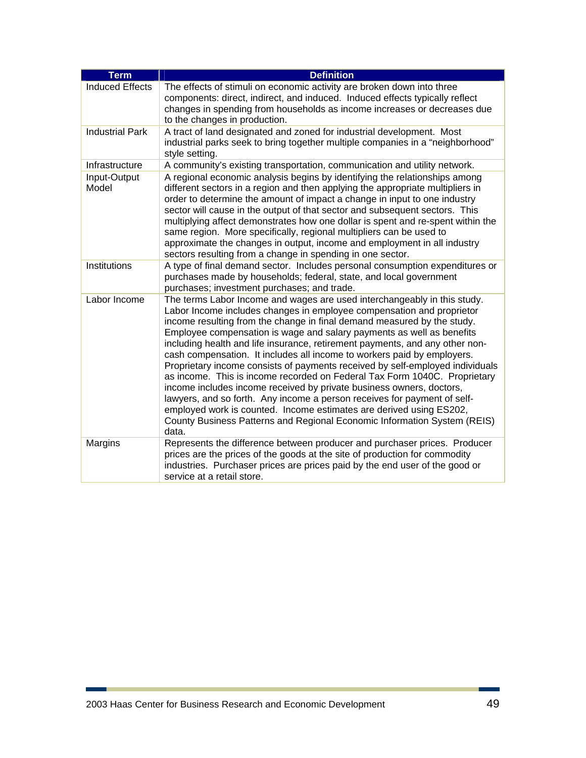| Term | Definition |
| --- | --- |
| Induced Effects | The effects of stimuli on economic activity are broken down into three components: direct, indirect, and induced. Induced effects typically reflect changes in spending from households as income increases or decreases due to the changes in production. |
| Industrial Park | A tract of land designated and zoned for industrial development. Most industrial parks seek to bring together multiple companies in a "neighborhood" style setting. |
| Infrastructure | A community's existing transportation, communication and utility network. |
| Input-Output Model | A regional economic analysis begins by identifying the relationships among different sectors in a region and then applying the appropriate multipliers in order to determine the amount of impact a change in input to one industry sector will cause in the output of that sector and subsequent sectors. This multiplying affect demonstrates how one dollar is spent and re-spent within the same region. More specifically, regional multipliers can be used to approximate the changes in output, income and employment in all industry sectors resulting from a change in spending in one sector. |
| Institutions | A type of final demand sector. Includes personal consumption expenditures or purchases made by households; federal, state, and local government purchases; investment purchases; and trade. |
| Labor Income | The terms Labor Income and wages are used interchangeably in this study. Labor Income includes changes in employee compensation and proprietor income resulting from the change in final demand measured by the study. Employee compensation is wage and salary payments as well as benefits including health and life insurance, retirement payments, and any other non-cash compensation. It includes all income to workers paid by employers. Proprietary income consists of payments received by self-employed individuals as income. This is income recorded on Federal Tax Form 1040C. Proprietary income includes income received by private business owners, doctors, lawyers, and so forth. Any income a person receives for payment of self-employed work is counted. Income estimates are derived using ES202, County Business Patterns and Regional Economic Information System (REIS) data. |
| Margins | Represents the difference between producer and purchaser prices. Producer prices are the prices of the goods at the site of production for commodity industries. Purchaser prices are prices paid by the end user of the good or service at a retail store. |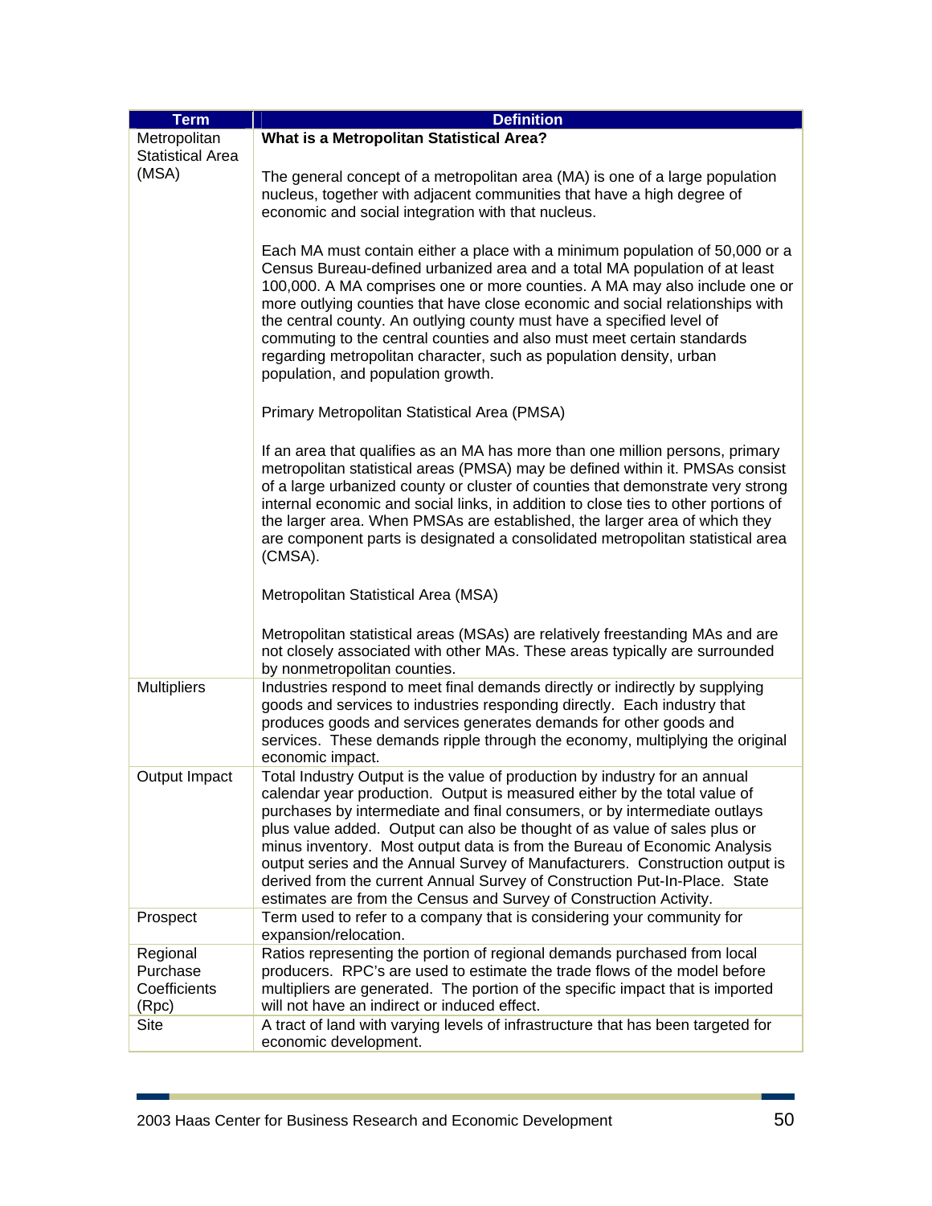| Term | Definition |
|---|---|
| Metropolitan Statistical Area (MSA) | **What is a Metropolitan Statistical Area?**<br><br>The general concept of a metropolitan area (MA) is one of a large population nucleus, together with adjacent communities that have a high degree of economic and social integration with that nucleus.<br><br>Each MA must contain either a place with a minimum population of 50,000 or a Census Bureau-defined urbanized area and a total MA population of at least 100,000. A MA comprises one or more counties. A MA may also include one or more outlying counties that have close economic and social relationships with the central county. An outlying county must have a specified level of commuting to the central counties and also must meet certain standards regarding metropolitan character, such as population density, urban population, and population growth.<br><br>Primary Metropolitan Statistical Area (PMSA)<br><br>If an area that qualifies as an MA has more than one million persons, primary metropolitan statistical areas (PMSA) may be defined within it. PMSAs consist of a large urbanized county or cluster of counties that demonstrate very strong internal economic and social links, in addition to close ties to other portions of the larger area. When PMSAs are established, the larger area of which they are component parts is designated a consolidated metropolitan statistical area (CMSA).<br><br>Metropolitan Statistical Area (MSA)<br><br>Metropolitan statistical areas (MSAs) are relatively freestanding MAs and are not closely associated with other MAs. These areas typically are surrounded by nonmetropolitan counties. |
| Multipliers | Industries respond to meet final demands directly or indirectly by supplying goods and services to industries responding directly. Each industry that produces goods and services generates demands for other goods and services. These demands ripple through the economy, multiplying the original economic impact. |
| Output Impact | Total Industry Output is the value of production by industry for an annual calendar year production. Output is measured either by the total value of purchases by intermediate and final consumers, or by intermediate outlays plus value added. Output can also be thought of as value of sales plus or minus inventory. Most output data is from the Bureau of Economic Analysis output series and the Annual Survey of Manufacturers. Construction output is derived from the current Annual Survey of Construction Put-In-Place. State estimates are from the Census and Survey of Construction Activity. |
| Prospect | Term used to refer to a company that is considering your community for expansion/relocation. |
| Regional Purchase Coefficients (Rpc) | Ratios representing the portion of regional demands purchased from local producers. RPC's are used to estimate the trade flows of the model before multipliers are generated. The portion of the specific impact that is imported will not have an indirect or induced effect. |
| Site | A tract of land with varying levels of infrastructure that has been targeted for economic development. |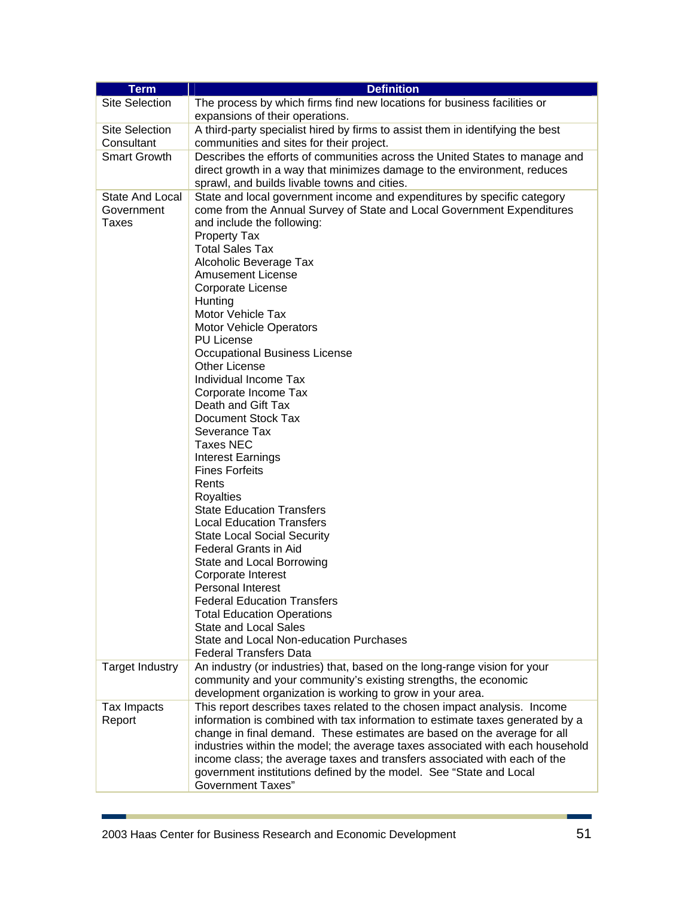| Term | Definition |
|---|---|
| Site Selection | The process by which firms find new locations for business facilities or expansions of their operations. |
| Site Selection Consultant | A third-party specialist hired by firms to assist them in identifying the best communities and sites for their project. |
| Smart Growth | Describes the efforts of communities across the United States to manage and direct growth in a way that minimizes damage to the environment, reduces sprawl, and builds livable towns and cities. |
| State And Local Government Taxes | State and local government income and expenditures by specific category come from the Annual Survey of State and Local Government Expenditures and include the following:<br>Property Tax<br>Total Sales Tax<br>Alcoholic Beverage Tax<br>Amusement License<br>Corporate License<br>Hunting<br>Motor Vehicle Tax<br>Motor Vehicle Operators<br>PU License<br>Occupational Business License<br>Other License<br>Individual Income Tax<br>Corporate Income Tax<br>Death and Gift Tax<br>Document Stock Tax<br>Severance Tax<br>Taxes NEC<br>Interest Earnings<br>Fines Forfeits<br>Rents<br>Royalties<br>State Education Transfers<br>Local Education Transfers<br>State Local Social Security<br>Federal Grants in Aid<br>State and Local Borrowing<br>Corporate Interest<br>Personal Interest<br>Federal Education Transfers<br>Total Education Operations<br>State and Local Sales<br>State and Local Non-education Purchases<br>Federal Transfers Data |
| Target Industry | An industry (or industries) that, based on the long-range vision for your community and your community's existing strengths, the economic development organization is working to grow in your area. |
| Tax Impacts Report | This report describes taxes related to the chosen impact analysis. Income information is combined with tax information to estimate taxes generated by a change in final demand. These estimates are based on the average for all industries within the model; the average taxes associated with each household income class; the average taxes and transfers associated with each of the government institutions defined by the model. See "State and Local Government Taxes" |

2003 Haas Center for Business Research and Economic Development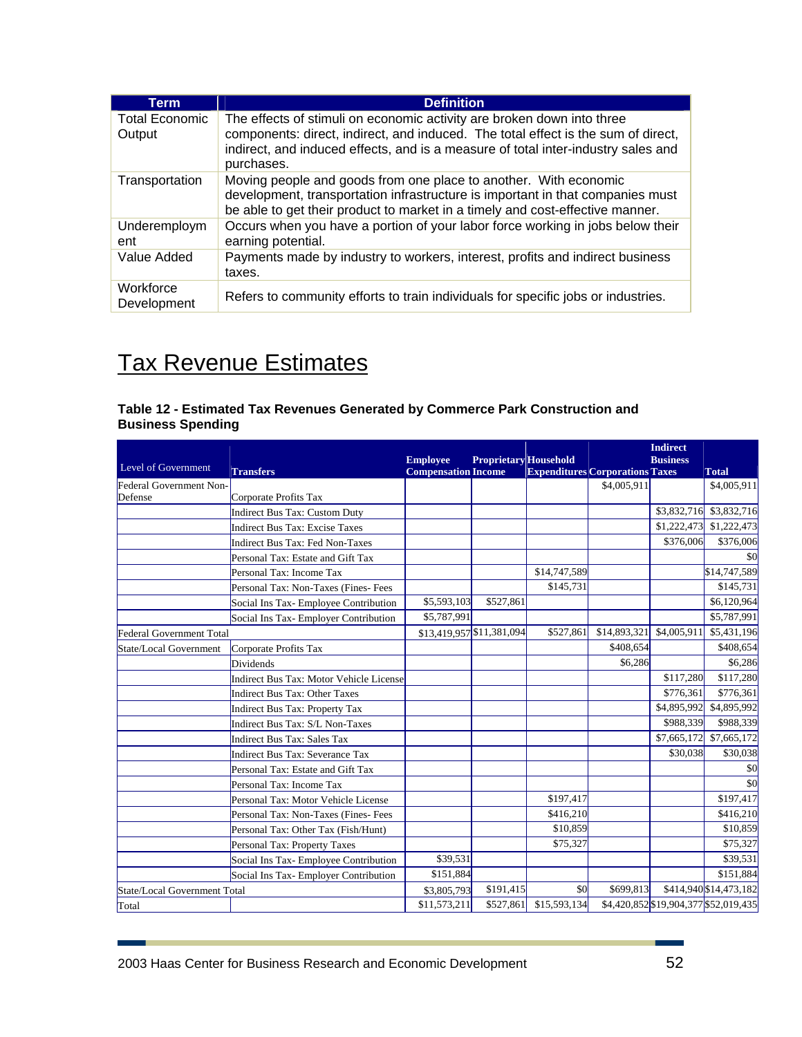| Term | Definition |
|---|---|
| Total Economic Output | The effects of stimuli on economic activity are broken down into three components: direct, indirect, and induced. The total effect is the sum of direct, indirect, and induced effects, and is a measure of total inter-industry sales and purchases. |
| Transportation | Moving people and goods from one place to another. With economic development, transportation infrastructure is important in that companies must be able to get their product to market in a timely and cost-effective manner. |
| Underemployment | Occurs when you have a portion of your labor force working in jobs below their earning potential. |
| Value Added | Payments made by industry to workers, interest, profits and indirect business taxes. |
| Workforce Development | Refers to community efforts to train individuals for specific jobs or industries. |

# Tax Revenue Estimates

**Table 12 - Estimated Tax Revenues Generated by Commerce Park Construction and Business Spending**

| Level of Government | Transfers | Employee Compensation | Proprietary Income | Household Expenditures | Corporations | Indirect Business Taxes | Total |
|---|---|---|---|---|---|---|---|
| Federal Government Non-Defense | Corporate Profits Tax | | | | $4,005,911 | | $4,005,911 |
| | Indirect Bus Tax: Custom Duty | | | | | $3,832,716 | $3,832,716 |
| | Indirect Bus Tax: Excise Taxes | | | | | $1,222,473 | $1,222,473 |
| | Indirect Bus Tax: Fed Non-Taxes | | | | | $376,006 | $376,006 |
| | Personal Tax: Estate and Gift Tax | | | | | | $0 |
| | Personal Tax: Income Tax | | | $14,747,589 | | | $14,747,589 |
| | Personal Tax: Non-Taxes (Fines- Fees | | | $145,731 | | | $145,731 |
| | Social Ins Tax- Employee Contribution | $5,593,103 | $527,861 | | | | $6,120,964 |
| | Social Ins Tax- Employer Contribution | $5,787,991 | | | | | $5,787,991 |
| Federal Government Total | | $13,419,957 | $11,381,094 | $527,861 | $14,893,321 | $4,005,911 | $5,431,196 |
| State/Local Government | Corporate Profits Tax | | | | $408,654 | | $408,654 |
| | Dividends | | | | $6,286 | | $6,286 |
| | Indirect Bus Tax: Motor Vehicle License | | | | | $117,280 | $117,280 |
| | Indirect Bus Tax: Other Taxes | | | | | $776,361 | $776,361 |
| | Indirect Bus Tax: Property Tax | | | | | $4,895,992 | $4,895,992 |
| | Indirect Bus Tax: S/L Non-Taxes | | | | | $988,339 | $988,339 |
| | Indirect Bus Tax: Sales Tax | | | | | $7,665,172 | $7,665,172 |
| | Indirect Bus Tax: Severance Tax | | | | | $30,038 | $30,038 |
| | Personal Tax: Estate and Gift Tax | | | | | | $0 |
| | Personal Tax: Income Tax | | | | | | $0 |
| | Personal Tax: Motor Vehicle License | | | $197,417 | | | $197,417 |
| | Personal Tax: Non-Taxes (Fines- Fees | | | $416,210 | | | $416,210 |
| | Personal Tax: Other Tax (Fish/Hunt) | | | $10,859 | | | $10,859 |
| | Personal Tax: Property Taxes | | | $75,327 | | | $75,327 |
| | Social Ins Tax- Employee Contribution | $39,531 | | | | | $39,531 |
| | Social Ins Tax- Employer Contribution | $151,884 | | | | | $151,884 |
| State/Local Government Total | | $3,805,793 | $191,415 | $0 | $699,813 | $414,940 | $14,473,182 |
| Total | | $11,573,211 | $527,861 | $15,593,134 | $4,420,852 | $19,904,377 | $52,019,435 |

2003 Haas Center for Business Research and Economic Development